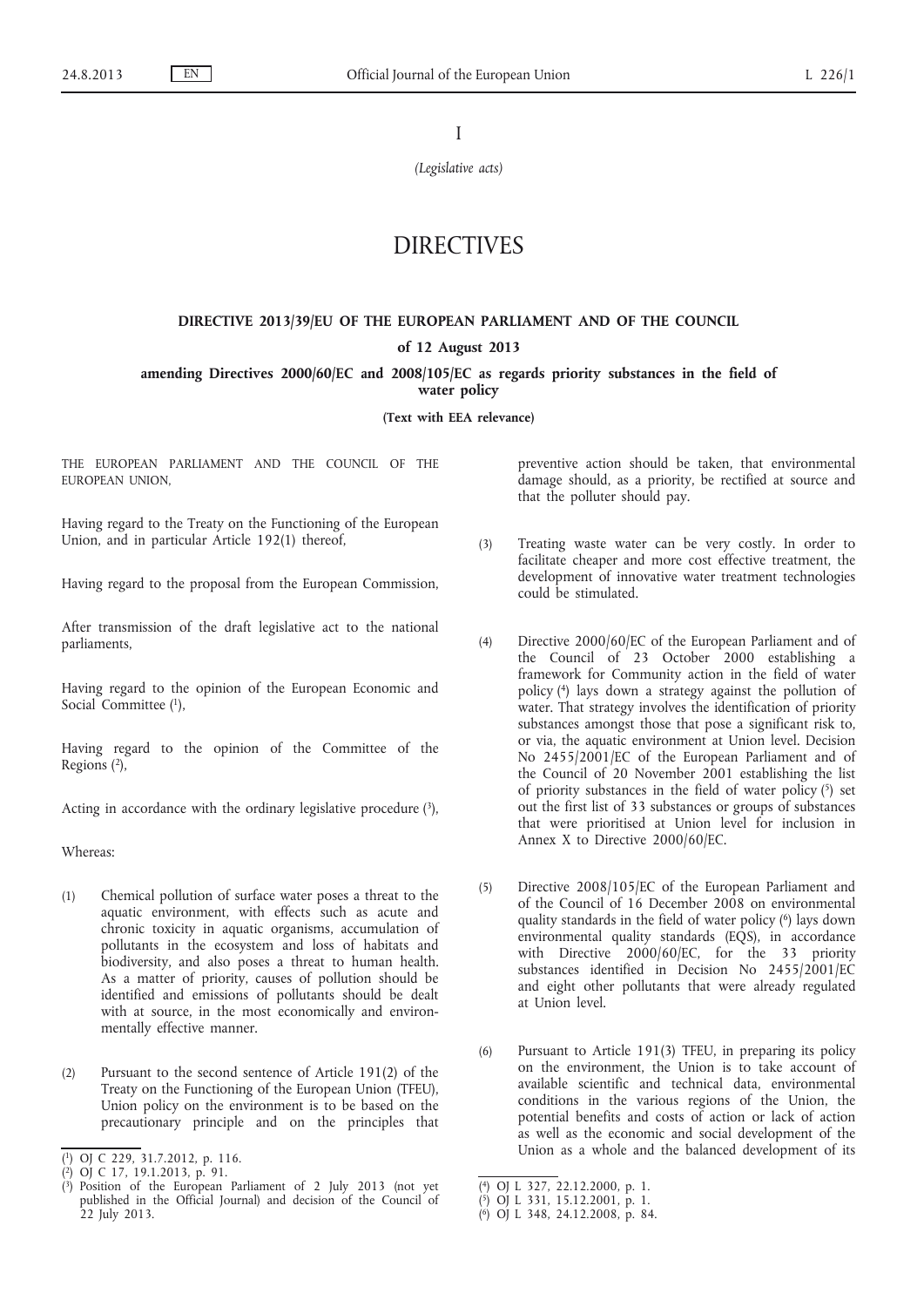I

*(Legislative acts)*

# DIRECTIVES

## DIRECTIVE 2013/39/EU OF THE EUROPEAN PARLIAMENT AND OF THE COUNCIL

**of 12 August 2013**

**amending Directives 2000/60/EC and 2008/105/EC as regards priority substances in the field of water policy**

**(Text with EEA relevance)**

THE EUROPEAN PARLIAMENT AND THE COUNCIL OF THE EUROPEAN UNION,

Having regard to the Treaty on the Functioning of the European Union, and in particular Article 192(1) thereof,

Having regard to the proposal from the European Commission,

After transmission of the draft legislative act to the national parliaments,

Having regard to the opinion of the European Economic and Social Committee [1],

Having regard to the opinion of the Committee of the Regions [2],

Acting in accordance with the ordinary legislative procedure [3],

Whereas:

(1) Chemical pollution of surface water poses a threat to the aquatic environment, with effects such as acute and chronic toxicity in aquatic organisms, accumulation of pollutants in the ecosystem and loss of habitats and biodiversity, and also poses a threat to human health. As a matter of priority, causes of pollution should be identified and emissions of pollutants should be dealt with at source, in the most economically and environmentally effective manner.

(2) Pursuant to the second sentence of Article 191(2) of the Treaty on the Functioning of the European Union (TFEU), Union policy on the environment is to be based on the precautionary principle and on the principles that preventive action should be taken, that environmental damage should, as a priority, be rectified at source and that the polluter should pay.

(3) Treating waste water can be very costly. In order to facilitate cheaper and more cost effective treatment, the development of innovative water treatment technologies could be stimulated.

(4) Directive 2000/60/EC of the European Parliament and of the Council of 23 October 2000 establishing a framework for Community action in the field of water policy [4] lays down a strategy against the pollution of water. That strategy involves the identification of priority substances amongst those that pose a significant risk to, or via, the aquatic environment at Union level. Decision No 2455/2001/EC of the European Parliament and of the Council of 20 November 2001 establishing the list of priority substances in the field of water policy [5] set out the first list of 33 substances or groups of substances that were prioritised at Union level for inclusion in Annex X to Directive 2000/60/EC.

(5) Directive 2008/105/EC of the European Parliament and of the Council of 16 December 2008 on environmental quality standards in the field of water policy [6] lays down environmental quality standards (EQS), in accordance with Directive 2000/60/EC, for the 33 priority substances identified in Decision No 2455/2001/EC and eight other pollutants that were already regulated at Union level.

(6) Pursuant to Article 191(3) TFEU, in preparing its policy on the environment, the Union is to take account of available scientific and technical data, environmental conditions in the various regions of the Union, the potential benefits and costs of action or lack of action as well as the economic and social development of the Union as a whole and the balanced development of its

---

[1] OJ C 229, 31.7.2012, p. 116.

[2] OJ C 17, 19.1.2013, p. 91.

[3] Position of the European Parliament of 2 July 2013 (not yet published in the Official Journal) and decision of the Council of 22 July 2013.

[4] OJ L 327, 22.12.2000, p. 1.

[5] OJ L 331, 15.12.2001, p. 1.

[6] OJ L 348, 24.12.2008, p. 84.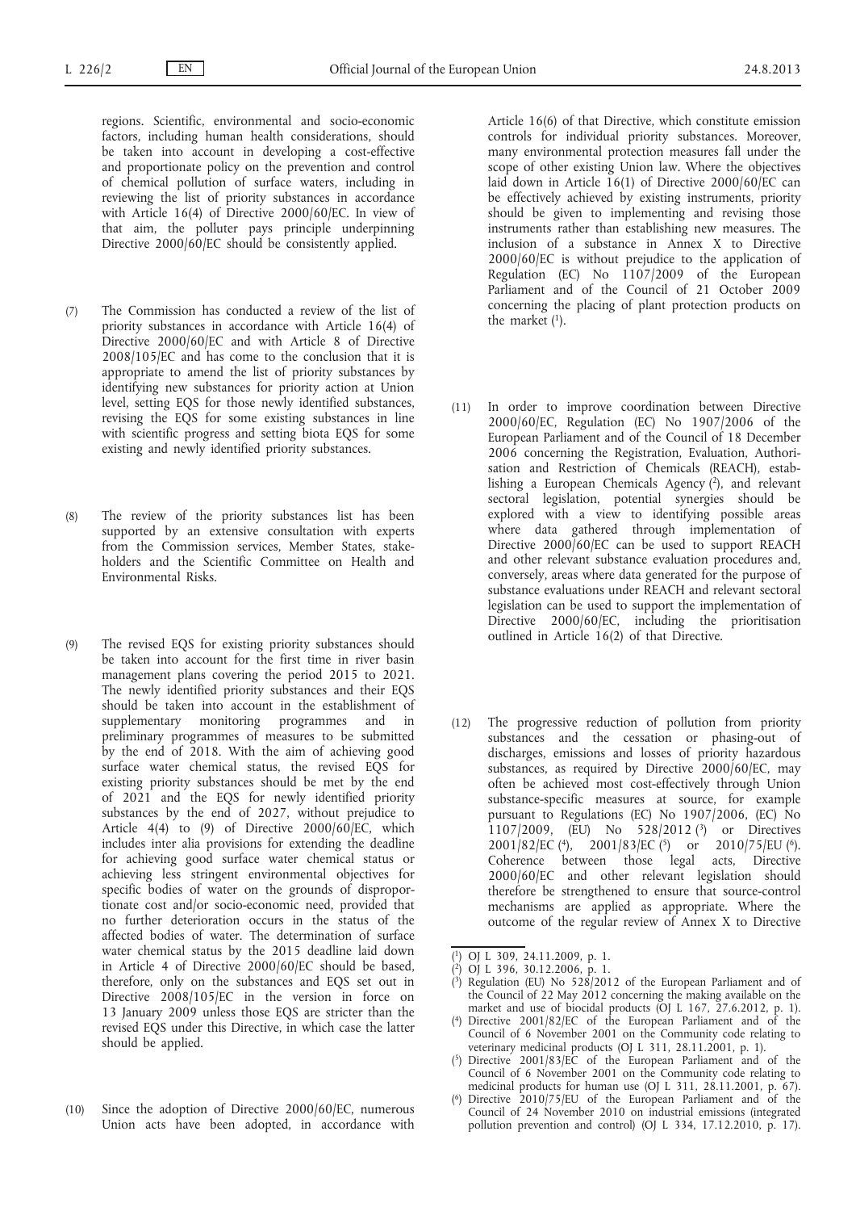regions. Scientific, environmental and socio-economic factors, including human health considerations, should be taken into account in developing a cost-effective and proportionate policy on the prevention and control of chemical pollution of surface waters, including in reviewing the list of priority substances in accordance with Article 16(4) of Directive 2000/60/EC. In view of that aim, the polluter pays principle underpinning Directive 2000/60/EC should be consistently applied.

(7) The Commission has conducted a review of the list of priority substances in accordance with Article 16(4) of Directive 2000/60/EC and with Article 8 of Directive 2008/105/EC and has come to the conclusion that it is appropriate to amend the list of priority substances by identifying new substances for priority action at Union level, setting EQS for those newly identified substances, revising the EQS for some existing substances in line with scientific progress and setting biota EQS for some existing and newly identified priority substances.

(8) The review of the priority substances list has been supported by an extensive consultation with experts from the Commission services, Member States, stakeholders and the Scientific Committee on Health and Environmental Risks.

(9) The revised EQS for existing priority substances should be taken into account for the first time in river basin management plans covering the period 2015 to 2021. The newly identified priority substances and their EQS should be taken into account in the establishment of supplementary monitoring programmes and in preliminary programmes of measures to be submitted by the end of 2018. With the aim of achieving good surface water chemical status, the revised EQS for existing priority substances should be met by the end of 2021 and the EQS for newly identified priority substances by the end of 2027, without prejudice to Article 4(4) to (9) of Directive 2000/60/EC, which includes inter alia provisions for extending the deadline for achieving good surface water chemical status or achieving less stringent environmental objectives for specific bodies of water on the grounds of disproportionate cost and/or socio-economic need, provided that no further deterioration occurs in the status of the affected bodies of water. The determination of surface water chemical status by the 2015 deadline laid down in Article 4 of Directive 2000/60/EC should be based, therefore, only on the substances and EQS set out in Directive 2008/105/EC in the version in force on 13 January 2009 unless those EQS are stricter than the revised EQS under this Directive, in which case the latter should be applied.

(10) Since the adoption of Directive 2000/60/EC, numerous Union acts have been adopted, in accordance with Article 16(6) of that Directive, which constitute emission controls for individual priority substances. Moreover, many environmental protection measures fall under the scope of other existing Union law. Where the objectives laid down in Article 16(1) of Directive 2000/60/EC can be effectively achieved by existing instruments, priority should be given to implementing and revising those instruments rather than establishing new measures. The inclusion of a substance in Annex X to Directive 2000/60/EC is without prejudice to the application of Regulation (EC) No 1107/2009 of the European Parliament and of the Council of 21 October 2009 concerning the placing of plant protection products on the market [1].

(11) In order to improve coordination between Directive 2000/60/EC, Regulation (EC) No 1907/2006 of the European Parliament and of the Council of 18 December 2006 concerning the Registration, Evaluation, Authorisation and Restriction of Chemicals (REACH), establishing a European Chemicals Agency [2], and relevant sectoral legislation, potential synergies should be explored with a view to identifying possible areas where data gathered through implementation of Directive 2000/60/EC can be used to support REACH and other relevant substance evaluation procedures and, conversely, areas where data generated for the purpose of substance evaluations under REACH and relevant sectoral legislation can be used to support the implementation of Directive 2000/60/EC, including the prioritisation outlined in Article 16(2) of that Directive.

(12) The progressive reduction of pollution from priority substances and the cessation or phasing-out of discharges, emissions and losses of priority hazardous substances, as required by Directive 2000/60/EC, may often be achieved most cost-effectively through Union substance-specific measures at source, for example pursuant to Regulations (EC) No 1907/2006, (EC) No 1107/2009, (EU) No 528/2012 [3] or Directives 2001/82/EC [4], 2001/83/EC [5] or 2010/75/EU [6]. Coherence between those legal acts, Directive 2000/60/EC and other relevant legislation should therefore be strengthened to ensure that source-control mechanisms are applied as appropriate. Where the outcome of the regular review of Annex X to Directive

---

[1] OJ L 309, 24.11.2009, p. 1.

[2] OJ L 396, 30.12.2006, p. 1.

[3] Regulation (EU) No 528/2012 of the European Parliament and of the Council of 22 May 2012 concerning the making available on the market and use of biocidal products (OJ L 167, 27.6.2012, p. 1).

[4] Directive 2001/82/EC of the European Parliament and of the Council of 6 November 2001 on the Community code relating to veterinary medicinal products (OJ L 311, 28.11.2001, p. 1).

[5] Directive 2001/83/EC of the European Parliament and of the Council of 6 November 2001 on the Community code relating to medicinal products for human use (OJ L 311, 28.11.2001, p. 67).

[6] Directive 2010/75/EU of the European Parliament and of the Council of 24 November 2010 on industrial emissions (integrated pollution prevention and control) (OJ L 334, 17.12.2010, p. 17).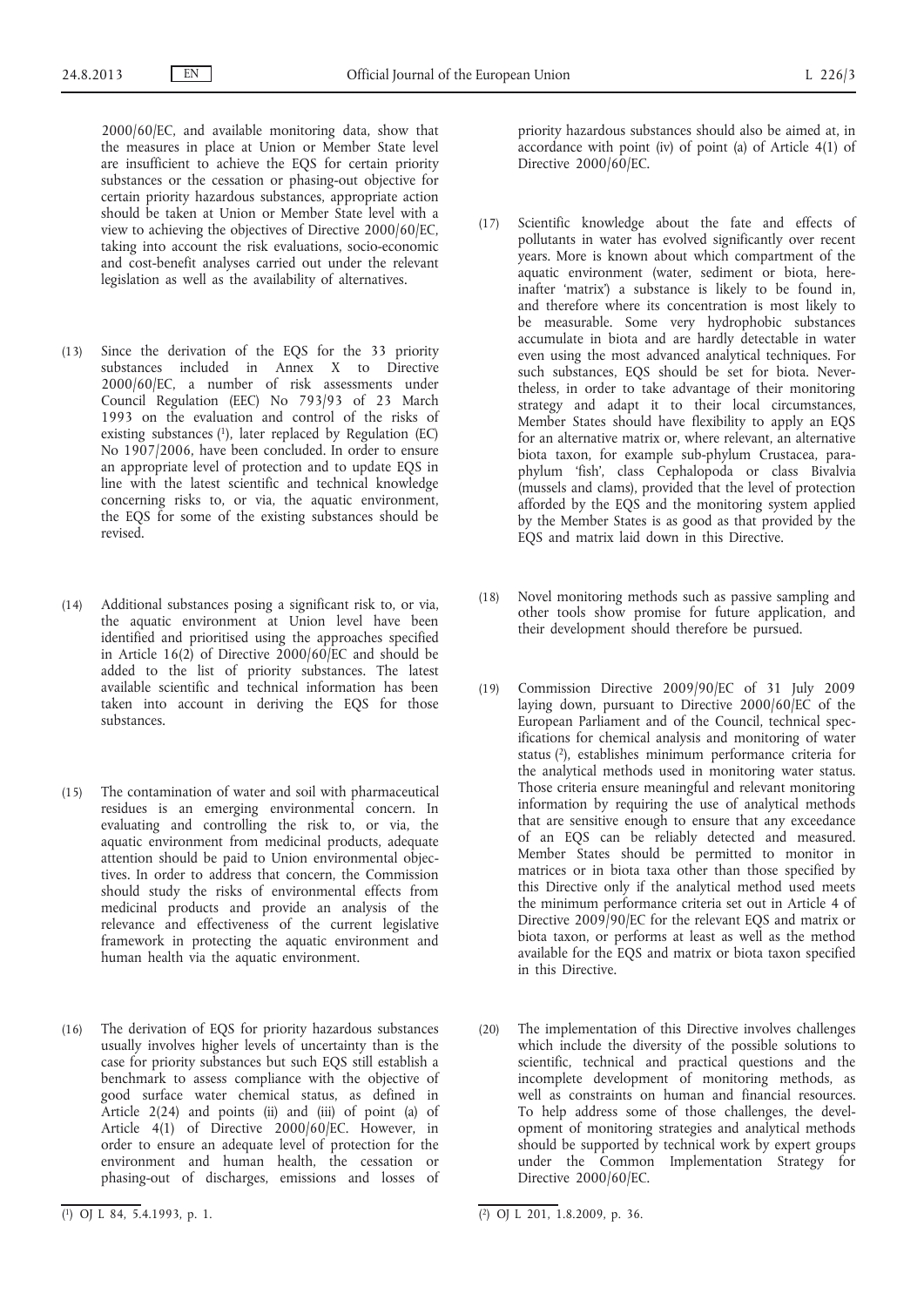2000/60/EC, and available monitoring data, show that the measures in place at Union or Member State level are insufficient to achieve the EQS for certain priority substances or the cessation or phasing-out objective for certain priority hazardous substances, appropriate action should be taken at Union or Member State level with a view to achieving the objectives of Directive 2000/60/EC, taking into account the risk evaluations, socio-economic and cost-benefit analyses carried out under the relevant legislation as well as the availability of alternatives.

(13) Since the derivation of the EQS for the 33 priority substances included in Annex X to Directive 2000/60/EC, a number of risk assessments under Council Regulation (EEC) No 793/93 of 23 March 1993 on the evaluation and control of the risks of existing substances [1], later replaced by Regulation (EC) No 1907/2006, have been concluded. In order to ensure an appropriate level of protection and to update EQS in line with the latest scientific and technical knowledge concerning risks to, or via, the aquatic environment, the EQS for some of the existing substances should be revised.

(14) Additional substances posing a significant risk to, or via, the aquatic environment at Union level have been identified and prioritised using the approaches specified in Article 16(2) of Directive 2000/60/EC and should be added to the list of priority substances. The latest available scientific and technical information has been taken into account in deriving the EQS for those substances.

(15) The contamination of water and soil with pharmaceutical residues is an emerging environmental concern. In evaluating and controlling the risk to, or via, the aquatic environment from medicinal products, adequate attention should be paid to Union environmental objectives. In order to address that concern, the Commission should study the risks of environmental effects from medicinal products and provide an analysis of the relevance and effectiveness of the current legislative framework in protecting the aquatic environment and human health via the aquatic environment.

(16) The derivation of EQS for priority hazardous substances usually involves higher levels of uncertainty than is the case for priority substances but such EQS still establish a benchmark to assess compliance with the objective of good surface water chemical status, as defined in Article 2(24) and points (ii) and (iii) of point (a) of Article 4(1) of Directive 2000/60/EC. However, in order to ensure an adequate level of protection for the environment and human health, the cessation or phasing-out of discharges, emissions and losses of priority hazardous substances should also be aimed at, in accordance with point (iv) of point (a) of Article 4(1) of Directive 2000/60/EC.

(17) Scientific knowledge about the fate and effects of pollutants in water has evolved significantly over recent years. More is known about which compartment of the aquatic environment (water, sediment or biota, hereinafter 'matrix') a substance is likely to be found in, and therefore where its concentration is most likely to be measurable. Some very hydrophobic substances accumulate in biota and are hardly detectable in water even using the most advanced analytical techniques. For such substances, EQS should be set for biota. Nevertheless, in order to take advantage of their monitoring strategy and adapt it to their local circumstances, Member States should have flexibility to apply an EQS for an alternative matrix or, where relevant, an alternative biota taxon, for example sub-phylum Crustacea, paraphylum 'fish', class Cephalopoda or class Bivalvia (mussels and clams), provided that the level of protection afforded by the EQS and the monitoring system applied by the Member States is as good as that provided by the EQS and matrix laid down in this Directive.

(18) Novel monitoring methods such as passive sampling and other tools show promise for future application, and their development should therefore be pursued.

(19) Commission Directive 2009/90/EC of 31 July 2009 laying down, pursuant to Directive 2000/60/EC of the European Parliament and of the Council, technical specifications for chemical analysis and monitoring of water status [2], establishes minimum performance criteria for the analytical methods used in monitoring water status. Those criteria ensure meaningful and relevant monitoring information by requiring the use of analytical methods that are sensitive enough to ensure that any exceedance of an EQS can be reliably detected and measured. Member States should be permitted to monitor in matrices or in biota taxa other than those specified by this Directive only if the analytical method used meets the minimum performance criteria set out in Article 4 of Directive 2009/90/EC for the relevant EQS and matrix or biota taxon, or performs at least as well as the method available for the EQS and matrix or biota taxon specified in this Directive.

(20) The implementation of this Directive involves challenges which include the diversity of the possible solutions to scientific, technical and practical questions and the incomplete development of monitoring methods, as well as constraints on human and financial resources. To help address some of those challenges, the development of monitoring strategies and analytical methods should be supported by technical work by expert groups under the Common Implementation Strategy for Directive 2000/60/EC.

---

[1] OJ L 84, 5.4.1993, p. 1.

[2] OJ L 201, 1.8.2009, p. 36.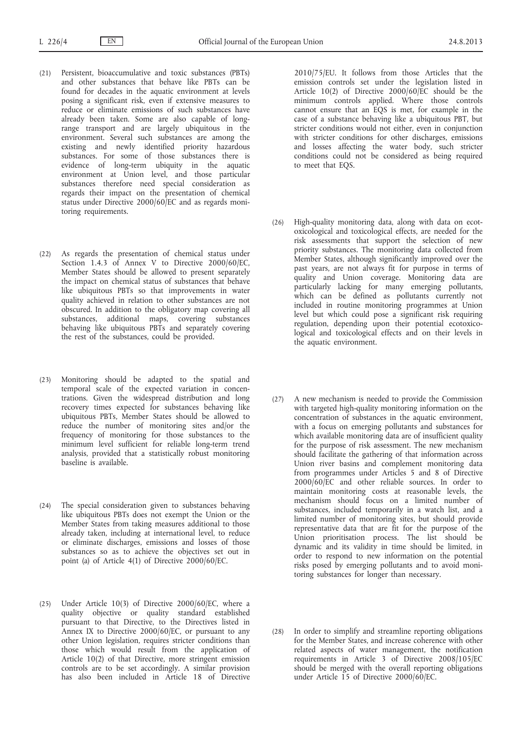(21) Persistent, bioaccumulative and toxic substances (PBTs) and other substances that behave like PBTs can be found for decades in the aquatic environment at levels posing a significant risk, even if extensive measures to reduce or eliminate emissions of such substances have already been taken. Some are also capable of long-range transport and are largely ubiquitous in the environment. Several such substances are among the existing and newly identified priority hazardous substances. For some of those substances there is evidence of long-term ubiquity in the aquatic environment at Union level, and those particular substances therefore need special consideration as regards their impact on the presentation of chemical status under Directive 2000/60/EC and as regards monitoring requirements.

(22) As regards the presentation of chemical status under Section 1.4.3 of Annex V to Directive 2000/60/EC, Member States should be allowed to present separately the impact on chemical status of substances that behave like ubiquitous PBTs so that improvements in water quality achieved in relation to other substances are not obscured. In addition to the obligatory map covering all substances, additional maps, covering substances behaving like ubiquitous PBTs and separately covering the rest of the substances, could be provided.

(23) Monitoring should be adapted to the spatial and temporal scale of the expected variation in concentrations. Given the widespread distribution and long recovery times expected for substances behaving like ubiquitous PBTs, Member States should be allowed to reduce the number of monitoring sites and/or the frequency of monitoring for those substances to the minimum level sufficient for reliable long-term trend analysis, provided that a statistically robust monitoring baseline is available.

(24) The special consideration given to substances behaving like ubiquitous PBTs does not exempt the Union or the Member States from taking measures additional to those already taken, including at international level, to reduce or eliminate discharges, emissions and losses of those substances so as to achieve the objectives set out in point (a) of Article 4(1) of Directive 2000/60/EC.

(25) Under Article 10(3) of Directive 2000/60/EC, where a quality objective or quality standard established pursuant to that Directive, to the Directives listed in Annex IX to Directive 2000/60/EC, or pursuant to any other Union legislation, requires stricter conditions than those which would result from the application of Article 10(2) of that Directive, more stringent emission controls are to be set accordingly. A similar provision has also been included in Article 18 of Directive 2010/75/EU. It follows from those Articles that the emission controls set under the legislation listed in Article 10(2) of Directive 2000/60/EC should be the minimum controls applied. Where those controls cannot ensure that an EQS is met, for example in the case of a substance behaving like a ubiquitous PBT, but stricter conditions would not either, even in conjunction with stricter conditions for other discharges, emissions and losses affecting the water body, such stricter conditions could not be considered as being required to meet that EQS.

(26) High-quality monitoring data, along with data on ecotoxicological and toxicological effects, are needed for the risk assessments that support the selection of new priority substances. The monitoring data collected from Member States, although significantly improved over the past years, are not always fit for purpose in terms of quality and Union coverage. Monitoring data are particularly lacking for many emerging pollutants, which can be defined as pollutants currently not included in routine monitoring programmes at Union level but which could pose a significant risk requiring regulation, depending upon their potential ecotoxicological and toxicological effects and on their levels in the aquatic environment.

(27) A new mechanism is needed to provide the Commission with targeted high-quality monitoring information on the concentration of substances in the aquatic environment, with a focus on emerging pollutants and substances for which available monitoring data are of insufficient quality for the purpose of risk assessment. The new mechanism should facilitate the gathering of that information across Union river basins and complement monitoring data from programmes under Articles 5 and 8 of Directive 2000/60/EC and other reliable sources. In order to maintain monitoring costs at reasonable levels, the mechanism should focus on a limited number of substances, included temporarily in a watch list, and a limited number of monitoring sites, but should provide representative data that are fit for the purpose of the Union prioritisation process. The list should be dynamic and its validity in time should be limited, in order to respond to new information on the potential risks posed by emerging pollutants and to avoid monitoring substances for longer than necessary.

(28) In order to simplify and streamline reporting obligations for the Member States, and increase coherence with other related aspects of water management, the notification requirements in Article 3 of Directive 2008/105/EC should be merged with the overall reporting obligations under Article 15 of Directive 2000/60/EC.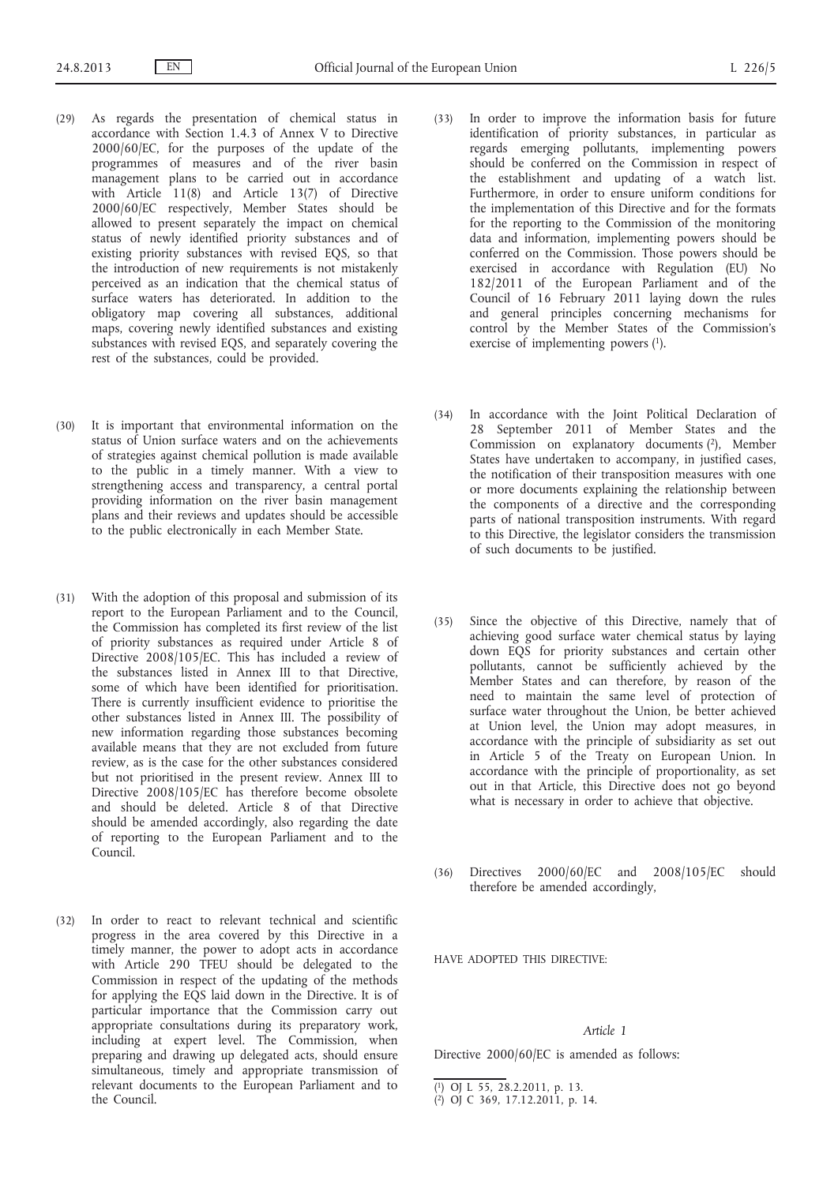(29) As regards the presentation of chemical status in accordance with Section 1.4.3 of Annex V to Directive 2000/60/EC, for the purposes of the update of the programmes of measures and of the river basin management plans to be carried out in accordance with Article 11(8) and Article 13(7) of Directive 2000/60/EC respectively, Member States should be allowed to present separately the impact on chemical status of newly identified priority substances and of existing priority substances with revised EQS, so that the introduction of new requirements is not mistakenly perceived as an indication that the chemical status of surface waters has deteriorated. In addition to the obligatory map covering all substances, additional maps, covering newly identified substances and existing substances with revised EQS, and separately covering the rest of the substances, could be provided.

(30) It is important that environmental information on the status of Union surface waters and on the achievements of strategies against chemical pollution is made available to the public in a timely manner. With a view to strengthening access and transparency, a central portal providing information on the river basin management plans and their reviews and updates should be accessible to the public electronically in each Member State.

(31) With the adoption of this proposal and submission of its report to the European Parliament and to the Council, the Commission has completed its first review of the list of priority substances as required under Article 8 of Directive 2008/105/EC. This has included a review of the substances listed in Annex III to that Directive, some of which have been identified for prioritisation. There is currently insufficient evidence to prioritise the other substances listed in Annex III. The possibility of new information regarding those substances becoming available means that they are not excluded from future review, as is the case for the other substances considered but not prioritised in the present review. Annex III to Directive 2008/105/EC has therefore become obsolete and should be deleted. Article 8 of that Directive should be amended accordingly, also regarding the date of reporting to the European Parliament and to the Council.

(32) In order to react to relevant technical and scientific progress in the area covered by this Directive in a timely manner, the power to adopt acts in accordance with Article 290 TFEU should be delegated to the Commission in respect of the updating of the methods for applying the EQS laid down in the Directive. It is of particular importance that the Commission carry out appropriate consultations during its preparatory work, including at expert level. The Commission, when preparing and drawing up delegated acts, should ensure simultaneous, timely and appropriate transmission of relevant documents to the European Parliament and to the Council.

(33) In order to improve the information basis for future identification of priority substances, in particular as regards emerging pollutants, implementing powers should be conferred on the Commission in respect of the establishment and updating of a watch list. Furthermore, in order to ensure uniform conditions for the implementation of this Directive and for the formats for the reporting to the Commission of the monitoring data and information, implementing powers should be conferred on the Commission. Those powers should be exercised in accordance with Regulation (EU) No 182/2011 of the European Parliament and of the Council of 16 February 2011 laying down the rules and general principles concerning mechanisms for control by the Member States of the Commission's exercise of implementing powers [1].

(34) In accordance with the Joint Political Declaration of 28 September 2011 of Member States and the Commission on explanatory documents [2], Member States have undertaken to accompany, in justified cases, the notification of their transposition measures with one or more documents explaining the relationship between the components of a directive and the corresponding parts of national transposition instruments. With regard to this Directive, the legislator considers the transmission of such documents to be justified.

(35) Since the objective of this Directive, namely that of achieving good surface water chemical status by laying down EQS for priority substances and certain other pollutants, cannot be sufficiently achieved by the Member States and can therefore, by reason of the need to maintain the same level of protection of surface water throughout the Union, be better achieved at Union level, the Union may adopt measures, in accordance with the principle of subsidiarity as set out in Article 5 of the Treaty on European Union. In accordance with the principle of proportionality, as set out in that Article, this Directive does not go beyond what is necessary in order to achieve that objective.

(36) Directives 2000/60/EC and 2008/105/EC should therefore be amended accordingly,

HAVE ADOPTED THIS DIRECTIVE:

*Article 1*

Directive 2000/60/EC is amended as follows:

---

[1] OJ L 55, 28.2.2011, p. 13.

[2] OJ C 369, 17.12.2011, p. 14.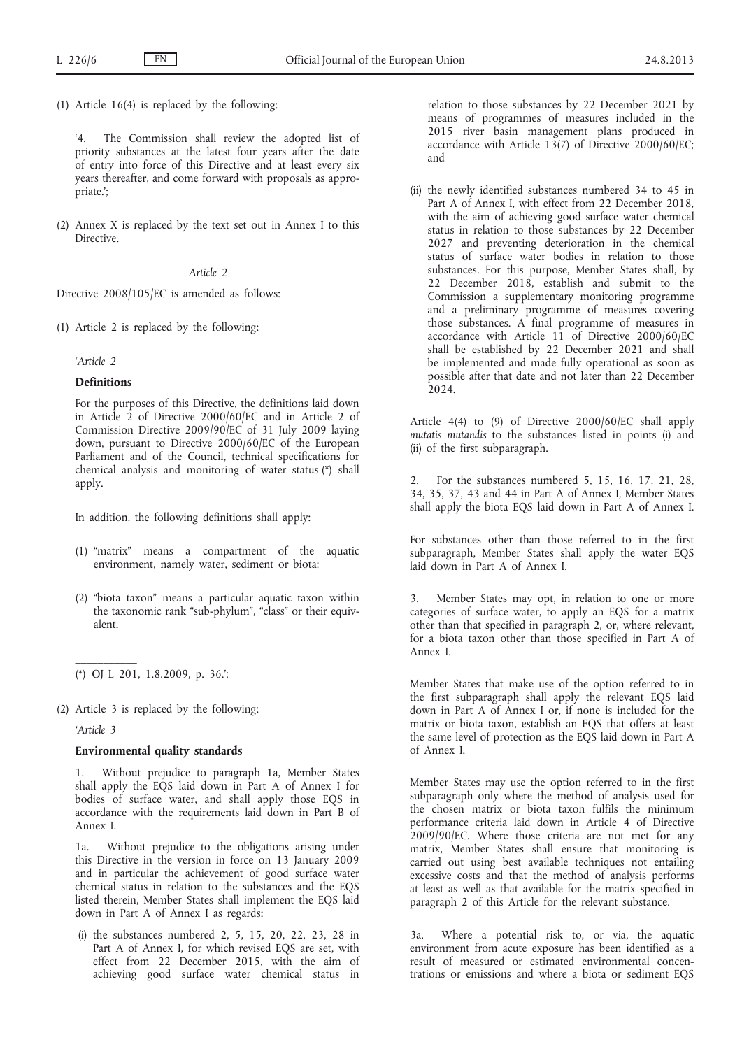(1) Article 16(4) is replaced by the following:

'4. The Commission shall review the adopted list of priority substances at the latest four years after the date of entry into force of this Directive and at least every six years thereafter, and come forward with proposals as appropriate.';

(2) Annex X is replaced by the text set out in Annex I to this Directive.

*Article 2*

Directive 2008/105/EC is amended as follows:

(1) Article 2 is replaced by the following:

'*Article 2*

**Definitions**

For the purposes of this Directive, the definitions laid down in Article 2 of Directive 2000/60/EC and in Article 2 of Commission Directive 2009/90/EC of 31 July 2009 laying down, pursuant to Directive 2000/60/EC of the European Parliament and of the Council, technical specifications for chemical analysis and monitoring of water status (*) shall apply.

In addition, the following definitions shall apply:

(1) "matrix" means a compartment of the aquatic environment, namely water, sediment or biota;

(2) "biota taxon" means a particular aquatic taxon within the taxonomic rank "sub-phylum", "class" or their equivalent.

(*) OJ L 201, 1.8.2009, p. 36.';

(2) Article 3 is replaced by the following:

'*Article 3*

**Environmental quality standards**

1. Without prejudice to paragraph 1a, Member States shall apply the EQS laid down in Part A of Annex I for bodies of surface water, and shall apply those EQS in accordance with the requirements laid down in Part B of Annex I.

1a. Without prejudice to the obligations arising under this Directive in the version in force on 13 January 2009 and in particular the achievement of good surface water chemical status in relation to the substances and the EQS listed therein, Member States shall implement the EQS laid down in Part A of Annex I as regards:

(i) the substances numbered 2, 5, 15, 20, 22, 23, 28 in Part A of Annex I, for which revised EQS are set, with effect from 22 December 2015, with the aim of achieving good surface water chemical status in relation to those substances by 22 December 2021 by means of programmes of measures included in the 2015 river basin management plans produced in accordance with Article 13(7) of Directive 2000/60/EC; and

(ii) the newly identified substances numbered 34 to 45 in Part A of Annex I, with effect from 22 December 2018, with the aim of achieving good surface water chemical status in relation to those substances by 22 December 2027 and preventing deterioration in the chemical status of surface water bodies in relation to those substances. For this purpose, Member States shall, by 22 December 2018, establish and submit to the Commission a supplementary monitoring programme and a preliminary programme of measures covering those substances. A final programme of measures in accordance with Article 11 of Directive 2000/60/EC shall be established by 22 December 2021 and shall be implemented and made fully operational as soon as possible after that date and not later than 22 December 2024.

Article 4(4) to (9) of Directive 2000/60/EC shall apply *mutatis mutandis* to the substances listed in points (i) and (ii) of the first subparagraph.

2. For the substances numbered 5, 15, 16, 17, 21, 28, 34, 35, 37, 43 and 44 in Part A of Annex I, Member States shall apply the biota EQS laid down in Part A of Annex I.

For substances other than those referred to in the first subparagraph, Member States shall apply the water EQS laid down in Part A of Annex I.

3. Member States may opt, in relation to one or more categories of surface water, to apply an EQS for a matrix other than that specified in paragraph 2, or, where relevant, for a biota taxon other than those specified in Part A of Annex I.

Member States that make use of the option referred to in the first subparagraph shall apply the relevant EQS laid down in Part A of Annex I or, if none is included for the matrix or biota taxon, establish an EQS that offers at least the same level of protection as the EQS laid down in Part A of Annex I.

Member States may use the option referred to in the first subparagraph only where the method of analysis used for the chosen matrix or biota taxon fulfils the minimum performance criteria laid down in Article 4 of Directive 2009/90/EC. Where those criteria are not met for any matrix, Member States shall ensure that monitoring is carried out using best available techniques not entailing excessive costs and that the method of analysis performs at least as well as that available for the matrix specified in paragraph 2 of this Article for the relevant substance.

3a. Where a potential risk to, or via, the aquatic environment from acute exposure has been identified as a result of measured or estimated environmental concentrations or emissions and where a biota or sediment EQS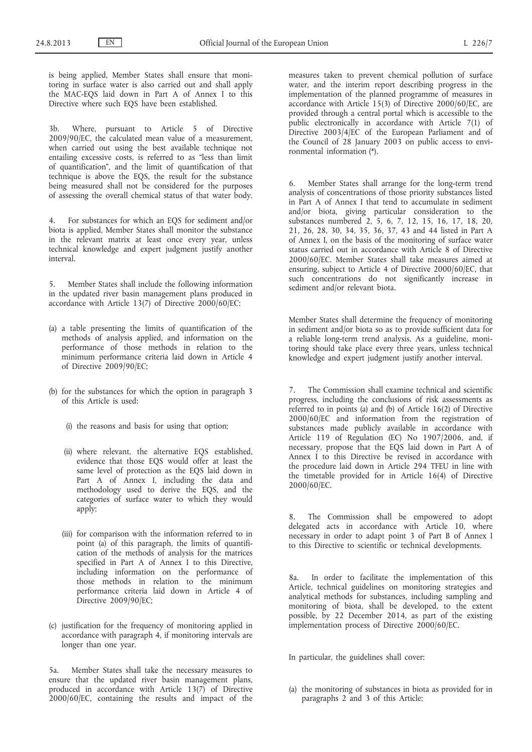is being applied, Member States shall ensure that monitoring in surface water is also carried out and shall apply the MAC-EQS laid down in Part A of Annex I to this Directive where such EQS have been established.

3b. Where, pursuant to Article 5 of Directive 2009/90/EC, the calculated mean value of a measurement, when carried out using the best available technique not entailing excessive costs, is referred to as "less than limit of quantification", and the limit of quantification of that technique is above the EQS, the result for the substance being measured shall not be considered for the purposes of assessing the overall chemical status of that water body.

4. For substances for which an EQS for sediment and/or biota is applied, Member States shall monitor the substance in the relevant matrix at least once every year, unless technical knowledge and expert judgment justify another interval.

5. Member States shall include the following information in the updated river basin management plans produced in accordance with Article 13(7) of Directive 2000/60/EC:

(a) a table presenting the limits of quantification of the methods of analysis applied, and information on the performance of those methods in relation to the minimum performance criteria laid down in Article 4 of Directive 2009/90/EC;

(b) for the substances for which the option in paragraph 3 of this Article is used:

  (i) the reasons and basis for using that option;

  (ii) where relevant, the alternative EQS established, evidence that those EQS would offer at least the same level of protection as the EQS laid down in Part A of Annex I, including the data and methodology used to derive the EQS, and the categories of surface water to which they would apply;

  (iii) for comparison with the information referred to in point (a) of this paragraph, the limits of quantification of the methods of analysis for the matrices specified in Part A of Annex I to this Directive, including information on the performance of those methods in relation to the minimum performance criteria laid down in Article 4 of Directive 2009/90/EC;

(c) justification for the frequency of monitoring applied in accordance with paragraph 4, if monitoring intervals are longer than one year.

5a. Member States shall take the necessary measures to ensure that the updated river basin management plans, produced in accordance with Article 13(7) of Directive 2000/60/EC, containing the results and impact of the measures taken to prevent chemical pollution of surface water, and the interim report describing progress in the implementation of the planned programme of measures in accordance with Article 15(3) of Directive 2000/60/EC, are provided through a central portal which is accessible to the public electronically in accordance with Article 7(1) of Directive 2003/4/EC of the European Parliament and of the Council of 28 January 2003 on public access to environmental information (*).

6. Member States shall arrange for the long-term trend analysis of concentrations of those priority substances listed in Part A of Annex I that tend to accumulate in sediment and/or biota, giving particular consideration to the substances numbered 2, 5, 6, 7, 12, 15, 16, 17, 18, 20, 21, 26, 28, 30, 34, 35, 36, 37, 43 and 44 listed in Part A of Annex I, on the basis of the monitoring of surface water status carried out in accordance with Article 8 of Directive 2000/60/EC. Member States shall take measures aimed at ensuring, subject to Article 4 of Directive 2000/60/EC, that such concentrations do not significantly increase in sediment and/or relevant biota.

Member States shall determine the frequency of monitoring in sediment and/or biota so as to provide sufficient data for a reliable long-term trend analysis. As a guideline, monitoring should take place every three years, unless technical knowledge and expert judgment justify another interval.

7. The Commission shall examine technical and scientific progress, including the conclusions of risk assessments as referred to in points (a) and (b) of Article 16(2) of Directive 2000/60/EC and information from the registration of substances made publicly available in accordance with Article 119 of Regulation (EC) No 1907/2006, and, if necessary, propose that the EQS laid down in Part A of Annex I to this Directive be revised in accordance with the procedure laid down in Article 294 TFEU in line with the timetable provided for in Article 16(4) of Directive 2000/60/EC.

8. The Commission shall be empowered to adopt delegated acts in accordance with Article 10, where necessary in order to adapt point 3 of Part B of Annex I to this Directive to scientific or technical developments.

8a. In order to facilitate the implementation of this Article, technical guidelines on monitoring strategies and analytical methods for substances, including sampling and monitoring of biota, shall be developed, to the extent possible, by 22 December 2014, as part of the existing implementation process of Directive 2000/60/EC.

In particular, the guidelines shall cover:

(a) the monitoring of substances in biota as provided for in paragraphs 2 and 3 of this Article;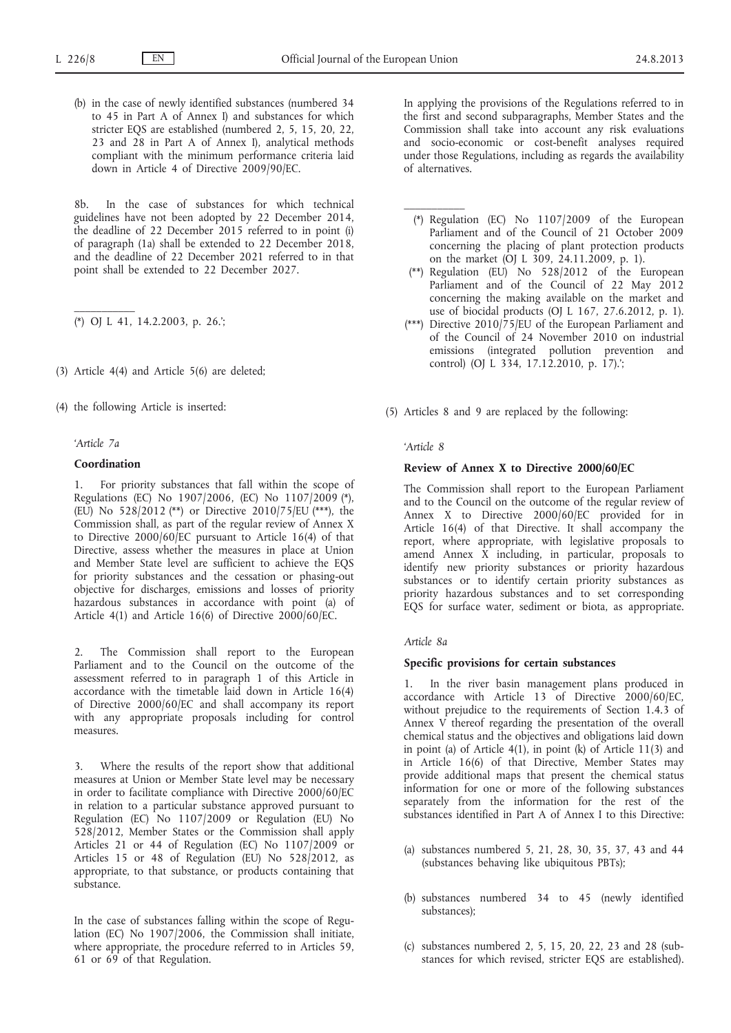(b) in the case of newly identified substances (numbered 34 to 45 in Part A of Annex I) and substances for which stricter EQS are established (numbered 2, 5, 15, 20, 22, 23 and 28 in Part A of Annex I), analytical methods compliant with the minimum performance criteria laid down in Article 4 of Directive 2009/90/EC.

8b. In the case of substances for which technical guidelines have not been adopted by 22 December 2014, the deadline of 22 December 2015 referred to in point (i) of paragraph (1a) shall be extended to 22 December 2018, and the deadline of 22 December 2021 referred to in that point shall be extended to 22 December 2027.

---

(*) OJ L 41, 14.2.2003, p. 26.';

(3) Article 4(4) and Article 5(6) are deleted;

(4) the following Article is inserted:

*'Article 7a*

**Coordination**

1. For priority substances that fall within the scope of Regulations (EC) No 1907/2006, (EC) No 1107/2009 (*), (EU) No 528/2012 (**) or Directive 2010/75/EU (***), the Commission shall, as part of the regular review of Annex X to Directive 2000/60/EC pursuant to Article 16(4) of that Directive, assess whether the measures in place at Union and Member State level are sufficient to achieve the EQS for priority substances and the cessation or phasing-out objective for discharges, emissions and losses of priority hazardous substances in accordance with point (a) of Article 4(1) and Article 16(6) of Directive 2000/60/EC.

2. The Commission shall report to the European Parliament and to the Council on the outcome of the assessment referred to in paragraph 1 of this Article in accordance with the timetable laid down in Article 16(4) of Directive 2000/60/EC and shall accompany its report with any appropriate proposals including for control measures.

3. Where the results of the report show that additional measures at Union or Member State level may be necessary in order to facilitate compliance with Directive 2000/60/EC in relation to a particular substance approved pursuant to Regulation (EC) No 1107/2009 or Regulation (EU) No 528/2012, Member States or the Commission shall apply Articles 21 or 44 of Regulation (EC) No 1107/2009 or Articles 15 or 48 of Regulation (EU) No 528/2012, as appropriate, to that substance, or products containing that substance.

In the case of substances falling within the scope of Regulation (EC) No 1907/2006, the Commission shall initiate, where appropriate, the procedure referred to in Articles 59, 61 or 69 of that Regulation.

In applying the provisions of the Regulations referred to in the first and second subparagraphs, Member States and the Commission shall take into account any risk evaluations and socio-economic or cost-benefit analyses required under those Regulations, including as regards the availability of alternatives.

---

(*) Regulation (EC) No 1107/2009 of the European Parliament and of the Council of 21 October 2009 concerning the placing of plant protection products on the market (OJ L 309, 24.11.2009, p. 1).

(**) Regulation (EU) No 528/2012 of the European Parliament and of the Council of 22 May 2012 concerning the making available on the market and use of biocidal products (OJ L 167, 27.6.2012, p. 1).

(***) Directive 2010/75/EU of the European Parliament and of the Council of 24 November 2010 on industrial emissions (integrated pollution prevention and control) (OJ L 334, 17.12.2010, p. 17).';

(5) Articles 8 and 9 are replaced by the following:

*'Article 8*

**Review of Annex X to Directive 2000/60/EC**

The Commission shall report to the European Parliament and to the Council on the outcome of the regular review of Annex X to Directive 2000/60/EC provided for in Article 16(4) of that Directive. It shall accompany the report, where appropriate, with legislative proposals to amend Annex X including, in particular, proposals to identify new priority substances or priority hazardous substances or to identify certain priority substances as priority hazardous substances and to set corresponding EQS for surface water, sediment or biota, as appropriate.

*Article 8a*

**Specific provisions for certain substances**

1. In the river basin management plans produced in accordance with Article 13 of Directive 2000/60/EC, without prejudice to the requirements of Section 1.4.3 of Annex V thereof regarding the presentation of the overall chemical status and the objectives and obligations laid down in point (a) of Article 4(1), in point (k) of Article 11(3) and in Article 16(6) of that Directive, Member States may provide additional maps that present the chemical status information for one or more of the following substances separately from the information for the rest of the substances identified in Part A of Annex I to this Directive:

(a) substances numbered 5, 21, 28, 30, 35, 37, 43 and 44 (substances behaving like ubiquitous PBTs);

(b) substances numbered 34 to 45 (newly identified substances);

(c) substances numbered 2, 5, 15, 20, 22, 23 and 28 (substances for which revised, stricter EQS are established).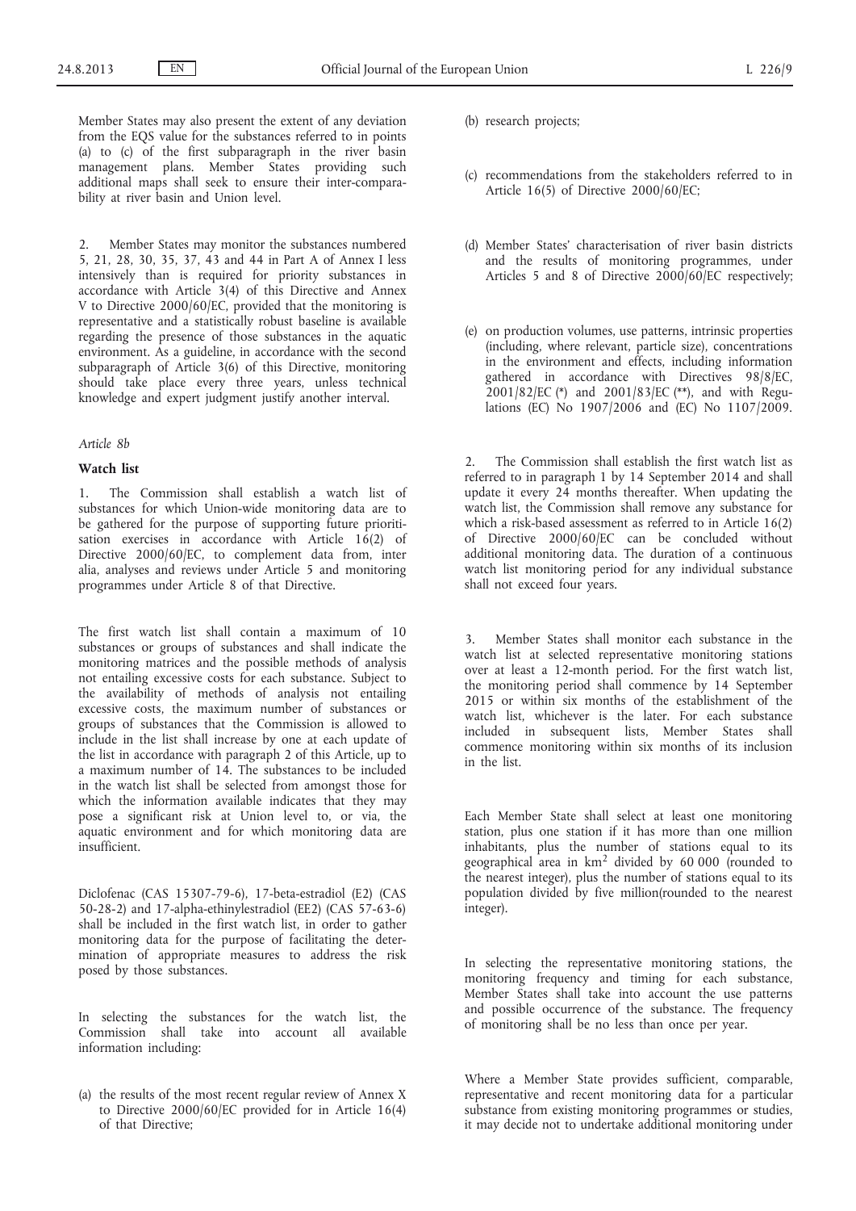Member States may also present the extent of any deviation from the EQS value for the substances referred to in points (a) to (c) of the first subparagraph in the river basin management plans. Member States providing such additional maps shall seek to ensure their inter-comparability at river basin and Union level.

2. Member States may monitor the substances numbered 5, 21, 28, 30, 35, 37, 43 and 44 in Part A of Annex I less intensively than is required for priority substances in accordance with Article 3(4) of this Directive and Annex V to Directive 2000/60/EC, provided that the monitoring is representative and a statistically robust baseline is available regarding the presence of those substances in the aquatic environment. As a guideline, in accordance with the second subparagraph of Article 3(6) of this Directive, monitoring should take place every three years, unless technical knowledge and expert judgment justify another interval.

*Article 8b*

**Watch list**

1. The Commission shall establish a watch list of substances for which Union-wide monitoring data are to be gathered for the purpose of supporting future prioritisation exercises in accordance with Article 16(2) of Directive 2000/60/EC, to complement data from, inter alia, analyses and reviews under Article 5 and monitoring programmes under Article 8 of that Directive.

The first watch list shall contain a maximum of 10 substances or groups of substances and shall indicate the monitoring matrices and the possible methods of analysis not entailing excessive costs for each substance. Subject to the availability of methods of analysis not entailing excessive costs, the maximum number of substances or groups of substances that the Commission is allowed to include in the list shall increase by one at each update of the list in accordance with paragraph 2 of this Article, up to a maximum number of 14. The substances to be included in the watch list shall be selected from amongst those for which the information available indicates that they may pose a significant risk at Union level to, or via, the aquatic environment and for which monitoring data are insufficient.

Diclofenac (CAS 15307-79-6), 17-beta-estradiol (E2) (CAS 50-28-2) and 17-alpha-ethinylestradiol (EE2) (CAS 57-63-6) shall be included in the first watch list, in order to gather monitoring data for the purpose of facilitating the determination of appropriate measures to address the risk posed by those substances.

In selecting the substances for the watch list, the Commission shall take into account all available information including:

(a) the results of the most recent regular review of Annex X to Directive 2000/60/EC provided for in Article 16(4) of that Directive;

(b) research projects;

(c) recommendations from the stakeholders referred to in Article 16(5) of Directive 2000/60/EC;

(d) Member States' characterisation of river basin districts and the results of monitoring programmes, under Articles 5 and 8 of Directive 2000/60/EC respectively;

(e) on production volumes, use patterns, intrinsic properties (including, where relevant, particle size), concentrations in the environment and effects, including information gathered in accordance with Directives 98/8/EC, 2001/82/EC (*) and 2001/83/EC (**), and with Regulations (EC) No 1907/2006 and (EC) No 1107/2009.

2. The Commission shall establish the first watch list as referred to in paragraph 1 by 14 September 2014 and shall update it every 24 months thereafter. When updating the watch list, the Commission shall remove any substance for which a risk-based assessment as referred to in Article 16(2) of Directive 2000/60/EC can be concluded without additional monitoring data. The duration of a continuous watch list monitoring period for any individual substance shall not exceed four years.

3. Member States shall monitor each substance in the watch list at selected representative monitoring stations over at least a 12-month period. For the first watch list, the monitoring period shall commence by 14 September 2015 or within six months of the establishment of the watch list, whichever is the later. For each substance included in subsequent lists, Member States shall commence monitoring within six months of its inclusion in the list.

Each Member State shall select at least one monitoring station, plus one station if it has more than one million inhabitants, plus the number of stations equal to its geographical area in $km^2$ divided by 60 000 (rounded to the nearest integer), plus the number of stations equal to its population divided by five million(rounded to the nearest integer).

In selecting the representative monitoring stations, the monitoring frequency and timing for each substance, Member States shall take into account the use patterns and possible occurrence of the substance. The frequency of monitoring shall be no less than once per year.

Where a Member State provides sufficient, comparable, representative and recent monitoring data for a particular substance from existing monitoring programmes or studies, it may decide not to undertake additional monitoring under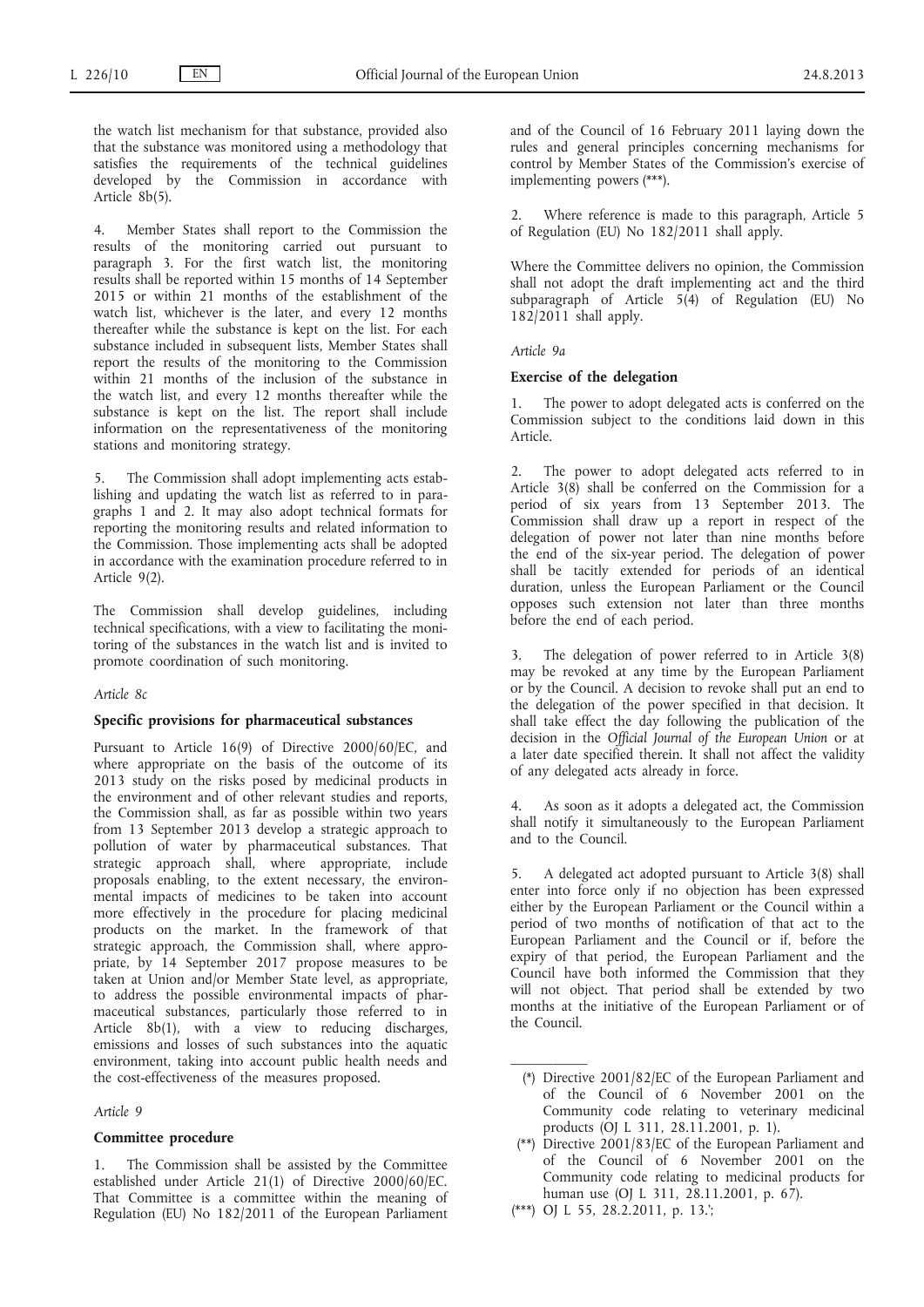the watch list mechanism for that substance, provided also that the substance was monitored using a methodology that satisfies the requirements of the technical guidelines developed by the Commission in accordance with Article 8b(5).

4. Member States shall report to the Commission the results of the monitoring carried out pursuant to paragraph 3. For the first watch list, the monitoring results shall be reported within 15 months of 14 September 2015 or within 21 months of the establishment of the watch list, whichever is the later, and every 12 months thereafter while the substance is kept on the list. For each substance included in subsequent lists, Member States shall report the results of the monitoring to the Commission within 21 months of the inclusion of the substance in the watch list, and every 12 months thereafter while the substance is kept on the list. The report shall include information on the representativeness of the monitoring stations and monitoring strategy.

5. The Commission shall adopt implementing acts establishing and updating the watch list as referred to in paragraphs 1 and 2. It may also adopt technical formats for reporting the monitoring results and related information to the Commission. Those implementing acts shall be adopted in accordance with the examination procedure referred to in Article 9(2).

The Commission shall develop guidelines, including technical specifications, with a view to facilitating the monitoring of the substances in the watch list and is invited to promote coordination of such monitoring.

*Article 8c*

**Specific provisions for pharmaceutical substances**

Pursuant to Article 16(9) of Directive 2000/60/EC, and where appropriate on the basis of the outcome of its 2013 study on the risks posed by medicinal products in the environment and of other relevant studies and reports, the Commission shall, as far as possible within two years from 13 September 2013 develop a strategic approach to pollution of water by pharmaceutical substances. That strategic approach shall, where appropriate, include proposals enabling, to the extent necessary, the environmental impacts of medicines to be taken into account more effectively in the procedure for placing medicinal products on the market. In the framework of that strategic approach, the Commission shall, where appropriate, by 14 September 2017 propose measures to be taken at Union and/or Member State level, as appropriate, to address the possible environmental impacts of pharmaceutical substances, particularly those referred to in Article 8b(1), with a view to reducing discharges, emissions and losses of such substances into the aquatic environment, taking into account public health needs and the cost-effectiveness of the measures proposed.

*Article 9*

**Committee procedure**

1. The Commission shall be assisted by the Committee established under Article 21(1) of Directive 2000/60/EC. That Committee is a committee within the meaning of Regulation (EU) No 182/2011 of the European Parliament and of the Council of 16 February 2011 laying down the rules and general principles concerning mechanisms for control by Member States of the Commission's exercise of implementing powers (***).

2. Where reference is made to this paragraph, Article 5 of Regulation (EU) No 182/2011 shall apply.

Where the Committee delivers no opinion, the Commission shall not adopt the draft implementing act and the third subparagraph of Article 5(4) of Regulation (EU) No 182/2011 shall apply.

*Article 9a*

**Exercise of the delegation**

1. The power to adopt delegated acts is conferred on the Commission subject to the conditions laid down in this Article.

2. The power to adopt delegated acts referred to in Article 3(8) shall be conferred on the Commission for a period of six years from 13 September 2013. The Commission shall draw up a report in respect of the delegation of power not later than nine months before the end of the six-year period. The delegation of power shall be tacitly extended for periods of an identical duration, unless the European Parliament or the Council opposes such extension not later than three months before the end of each period.

3. The delegation of power referred to in Article 3(8) may be revoked at any time by the European Parliament or by the Council. A decision to revoke shall put an end to the delegation of the power specified in that decision. It shall take effect the day following the publication of the decision in the *Official Journal of the European Union* or at a later date specified therein. It shall not affect the validity of any delegated acts already in force.

4. As soon as it adopts a delegated act, the Commission shall notify it simultaneously to the European Parliament and to the Council.

5. A delegated act adopted pursuant to Article 3(8) shall enter into force only if no objection has been expressed either by the European Parliament or the Council within a period of two months of notification of that act to the European Parliament and the Council or if, before the expiry of that period, the European Parliament and the Council have both informed the Commission that they will not object. That period shall be extended by two months at the initiative of the European Parliament or of the Council.

(*) Directive 2001/82/EC of the European Parliament and of the Council of 6 November 2001 on the Community code relating to veterinary medicinal products (OJ L 311, 28.11.2001, p. 1).

(**) Directive 2001/83/EC of the European Parliament and of the Council of 6 November 2001 on the Community code relating to medicinal products for human use (OJ L 311, 28.11.2001, p. 67).

(***) OJ L 55, 28.2.2011, p. 13.';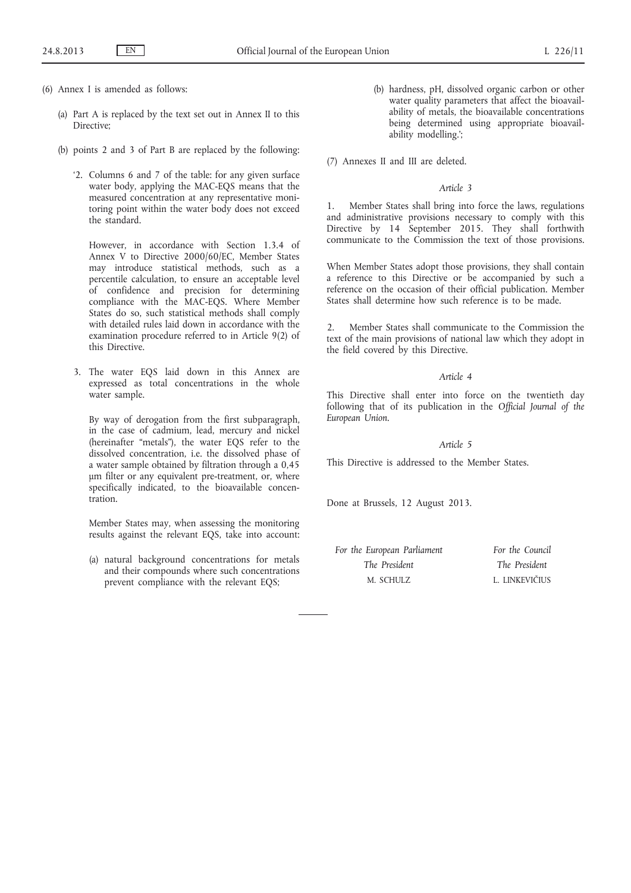(6) Annex I is amended as follows:

(a) Part A is replaced by the text set out in Annex II to this Directive;

(b) points 2 and 3 of Part B are replaced by the following:

'2. Columns 6 and 7 of the table: for any given surface water body, applying the MAC-EQS means that the measured concentration at any representative monitoring point within the water body does not exceed the standard.

However, in accordance with Section 1.3.4 of Annex V to Directive 2000/60/EC, Member States may introduce statistical methods, such as a percentile calculation, to ensure an acceptable level of confidence and precision for determining compliance with the MAC-EQS. Where Member States do so, such statistical methods shall comply with detailed rules laid down in accordance with the examination procedure referred to in Article 9(2) of this Directive.

3. The water EQS laid down in this Annex are expressed as total concentrations in the whole water sample.

By way of derogation from the first subparagraph, in the case of cadmium, lead, mercury and nickel (hereinafter "metals"), the water EQS refer to the dissolved concentration, i.e. the dissolved phase of a water sample obtained by filtration through a 0,45 µm filter or any equivalent pre-treatment, or, where specifically indicated, to the bioavailable concentration.

Member States may, when assessing the monitoring results against the relevant EQS, take into account:

(a) natural background concentrations for metals and their compounds where such concentrations prevent compliance with the relevant EQS;

(b) hardness, pH, dissolved organic carbon or other water quality parameters that affect the bioavailability of metals, the bioavailable concentrations being determined using appropriate bioavailability modelling.';

(7) Annexes II and III are deleted.

*Article 3*

1. Member States shall bring into force the laws, regulations and administrative provisions necessary to comply with this Directive by 14 September 2015. They shall forthwith communicate to the Commission the text of those provisions.

When Member States adopt those provisions, they shall contain a reference to this Directive or be accompanied by such a reference on the occasion of their official publication. Member States shall determine how such reference is to be made.

2. Member States shall communicate to the Commission the text of the main provisions of national law which they adopt in the field covered by this Directive.

*Article 4*

This Directive shall enter into force on the twentieth day following that of its publication in the *Official Journal of the European Union*.

*Article 5*

This Directive is addressed to the Member States.

Done at Brussels, 12 August 2013.

| *For the European Parliament* | *For the Council* |
|---|---|
| *The President* | *The President* |
| M. SCHULZ | L. LINKEVIČIUS |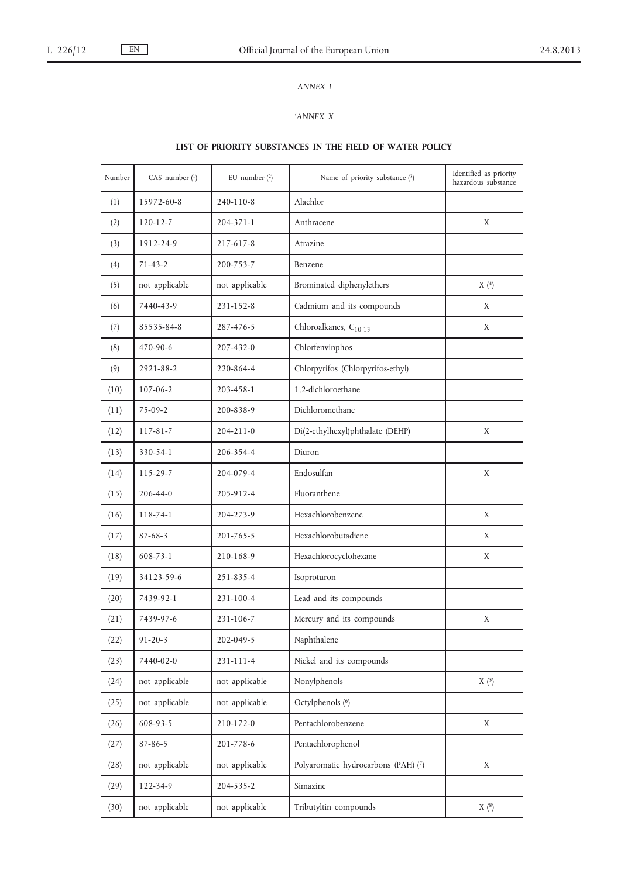*ANNEX I*

*'ANNEX X*

**LIST OF PRIORITY SUBSTANCES IN THE FIELD OF WATER POLICY**

| Number | CAS number [1] | EU number [2] | Name of priority substance [3] | Identified as priority hazardous substance |
|---|---|---|---|---|
| (1) | 15972-60-8 | 240-110-8 | Alachlor | |
| (2) | 120-12-7 | 204-371-1 | Anthracene | X |
| (3) | 1912-24-9 | 217-617-8 | Atrazine | |
| (4) | 71-43-2 | 200-753-7 | Benzene | |
| (5) | not applicable | not applicable | Brominated diphenylethers | X [4] |
| (6) | 7440-43-9 | 231-152-8 | Cadmium and its compounds | X |
| (7) | 85535-84-8 | 287-476-5 | Chloroalkanes, $C_{10-13}$ | X |
| (8) | 470-90-6 | 207-432-0 | Chlorfenvinphos | |
| (9) | 2921-88-2 | 220-864-4 | Chlorpyrifos (Chlorpyrifos-ethyl) | |
| (10) | 107-06-2 | 203-458-1 | 1,2-dichloroethane | |
| (11) | 75-09-2 | 200-838-9 | Dichloromethane | |
| (12) | 117-81-7 | 204-211-0 | Di(2-ethylhexyl)phthalate (DEHP) | X |
| (13) | 330-54-1 | 206-354-4 | Diuron | |
| (14) | 115-29-7 | 204-079-4 | Endosulfan | X |
| (15) | 206-44-0 | 205-912-4 | Fluoranthene | |
| (16) | 118-74-1 | 204-273-9 | Hexachlorobenzene | X |
| (17) | 87-68-3 | 201-765-5 | Hexachlorobutadiene | X |
| (18) | 608-73-1 | 210-168-9 | Hexachlorocyclohexane | X |
| (19) | 34123-59-6 | 251-835-4 | Isoproturon | |
| (20) | 7439-92-1 | 231-100-4 | Lead and its compounds | |
| (21) | 7439-97-6 | 231-106-7 | Mercury and its compounds | X |
| (22) | 91-20-3 | 202-049-5 | Naphthalene | |
| (23) | 7440-02-0 | 231-111-4 | Nickel and its compounds | |
| (24) | not applicable | not applicable | Nonylphenols | X [5] |
| (25) | not applicable | not applicable | Octylphenols [6] | |
| (26) | 608-93-5 | 210-172-0 | Pentachlorobenzene | X |
| (27) | 87-86-5 | 201-778-6 | Pentachlorophenol | |
| (28) | not applicable | not applicable | Polyaromatic hydrocarbons (PAH) [7] | X |
| (29) | 122-34-9 | 204-535-2 | Simazine | |
| (30) | not applicable | not applicable | Tributyltin compounds | X [8] |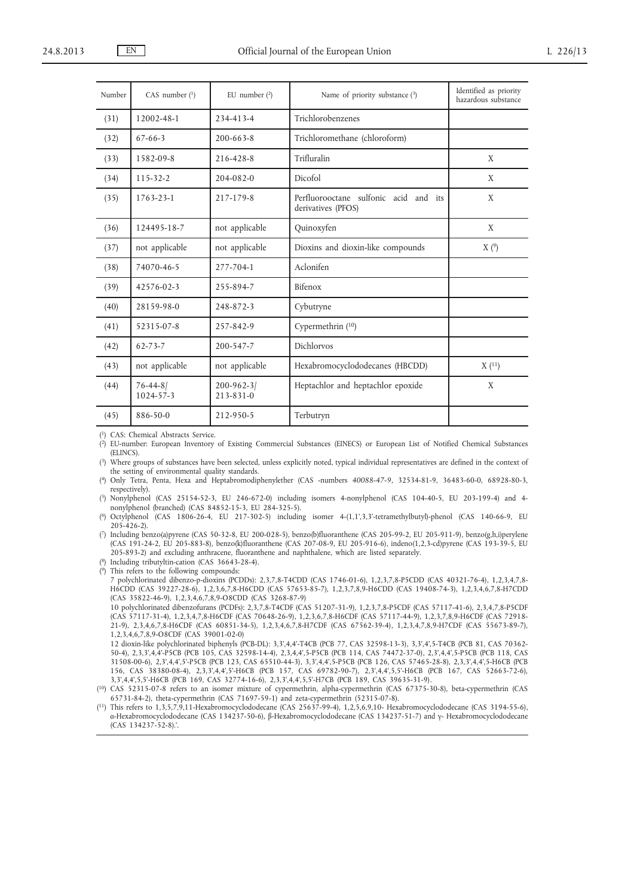| Number | CAS number [1] | EU number [2] | Name of priority substance [3] | Identified as priority hazardous substance |
|---|---|---|---|---|
| (31) | 12002-48-1 | 234-413-4 | Trichlorobenzenes | |
| (32) | 67-66-3 | 200-663-8 | Trichloromethane (chloroform) | |
| (33) | 1582-09-8 | 216-428-8 | Trifluralin | X |
| (34) | 115-32-2 | 204-082-0 | Dicofol | X |
| (35) | 1763-23-1 | 217-179-8 | Perfluorooctane sulfonic acid and its derivatives (PFOS) | X |
| (36) | 124495-18-7 | not applicable | Quinoxyfen | X |
| (37) | not applicable | not applicable | Dioxins and dioxin-like compounds | X [9] |
| (38) | 74070-46-5 | 277-704-1 | Aclonifen | |
| (39) | 42576-02-3 | 255-894-7 | Bifenox | |
| (40) | 28159-98-0 | 248-872-3 | Cybutryne | |
| (41) | 52315-07-8 | 257-842-9 | Cypermethrin [10] | |
| (42) | 62-73-7 | 200-547-7 | Dichlorvos | |
| (43) | not applicable | not applicable | Hexabromocyclododecanes (HBCDD) | X [11] |
| (44) | 76-44-8/ 1024-57-3 | 200-962-3/ 213-831-0 | Heptachlor and heptachlor epoxide | X |
| (45) | 886-50-0 | 212-950-5 | Terbutryn | |

[1] CAS: Chemical Abstracts Service.

[2] EU-number: European Inventory of Existing Commercial Substances (EINECS) or European List of Notified Chemical Substances (ELINCS).

[3] Where groups of substances have been selected, unless explicitly noted, typical individual representatives are defined in the context of the setting of environmental quality standards.

[4] Only Tetra, Penta, Hexa and Heptabromodiphenylether (CAS -numbers 40088-47-9, 32534-81-9, 36483-60-0, 68928-80-3, respectively).

[5] Nonylphenol (CAS 25154-52-3, EU 246-672-0) including isomers 4-nonylphenol (CAS 104-40-5, EU 203-199-4) and 4-nonylphenol (branched) (CAS 84852-15-3, EU 284-325-5).

[6] Octylphenol (CAS 1806-26-4, EU 217-302-5) including isomer 4-(1,1',3,3'-tetramethylbutyl)-phenol (CAS 140-66-9, EU 205-426-2).

[7] Including benzo(a)pyrene (CAS 50-32-8, EU 200-028-5), benzo(b)fluoranthene (CAS 205-99-2, EU 205-911-9), benzo(g,h,i)perylene (CAS 191-24-2, EU 205-883-8), benzo(k)fluoranthene (CAS 207-08-9, EU 205-916-6), indeno(1,2,3-cd)pyrene (CAS 193-39-5, EU 205-893-2) and excluding anthracene, fluoranthene and naphthalene, which are listed separately.

[8] Including tributyltin-cation (CAS 36643-28-4).

[9] This refers to the following compounds:

7 polychlorinated dibenzo-p-dioxins (PCDDs): 2,3,7,8-T4CDD (CAS 1746-01-6), 1,2,3,7,8-P5CDD (CAS 40321-76-4), 1,2,3,4,7,8-H6CDD (CAS 39227-28-6), 1,2,3,6,7,8-H6CDD (CAS 57653-85-7), 1,2,3,7,8,9-H6CDD (CAS 19408-74-3), 1,2,3,4,6,7,8-H7CDD (CAS 35822-46-9), 1,2,3,4,6,7,8,9-O8CDD (CAS 3268-87-9)

10 polychlorinated dibenzofurans (PCDFs): 2,3,7,8-T4CDF (CAS 51207-31-9), 1,2,3,7,8-P5CDF (CAS 57117-41-6), 2,3,4,7,8-P5CDF (CAS 57117-31-4), 1,2,3,4,7,8-H6CDF (CAS 70648-26-9), 1,2,3,6,7,8-H6CDF (CAS 57117-44-9), 1,2,3,7,8,9-H6CDF (CAS 72918-21-9), 2,3,4,6,7,8-H6CDF (CAS 60851-34-5), 1,2,3,4,6,7,8-H7CDF (CAS 67562-39-4), 1,2,3,4,7,8,9-H7CDF (CAS 55673-89-7), 1,2,3,4,6,7,8,9-O8CDF (CAS 39001-02-0)

12 dioxin-like polychlorinated biphenyls (PCB-DL): 3,3',4,4'-T4CB (PCB 77, CAS 32598-13-3), 3,3',4',5-T4CB (PCB 81, CAS 70362-50-4), 2,3,3',4,4'-P5CB (PCB 105, CAS 32598-14-4), 2,3,4,4',5-P5CB (PCB 114, CAS 74472-37-0), 2,3',4,4',5-P5CB (PCB 118, CAS 31508-00-6), 2,3',4,4',5'-P5CB (PCB 123, CAS 65510-44-3), 3,3',4,4',5-P5CB (PCB 126, CAS 57465-28-8), 2,3,3',4,4',5-H6CB (PCB 156, CAS 38380-08-4), 2,3,3',4,4',5'-H6CB (PCB 157, CAS 69782-90-7), 2,3',4,4',5,5'-H6CB (PCB 167, CAS 52663-72-6), 3,3',4,4',5,5'-H6CB (PCB 169, CAS 32774-16-6), 2,3,3',4,4',5,5'-H7CB (PCB 189, CAS 39635-31-9).

[10] CAS 52315-07-8 refers to an isomer mixture of cypermethrin, alpha-cypermethrin (CAS 67375-30-8), beta-cypermethrin (CAS 65731-84-2), theta-cypermethrin (CAS 71697-59-1) and zeta-cypermethrin (52315-07-8).

[11] This refers to 1,3,5,7,9,11-Hexabromocyclododecane (CAS 25637-99-4), 1,2,5,6,9,10- Hexabromocyclododecane (CAS 3194-55-6), α-Hexabromocyclododecane (CAS 134237-50-6), β-Hexabromocyclododecane (CAS 134237-51-7) and γ- Hexabromocyclododecane (CAS 134237-52-8).'.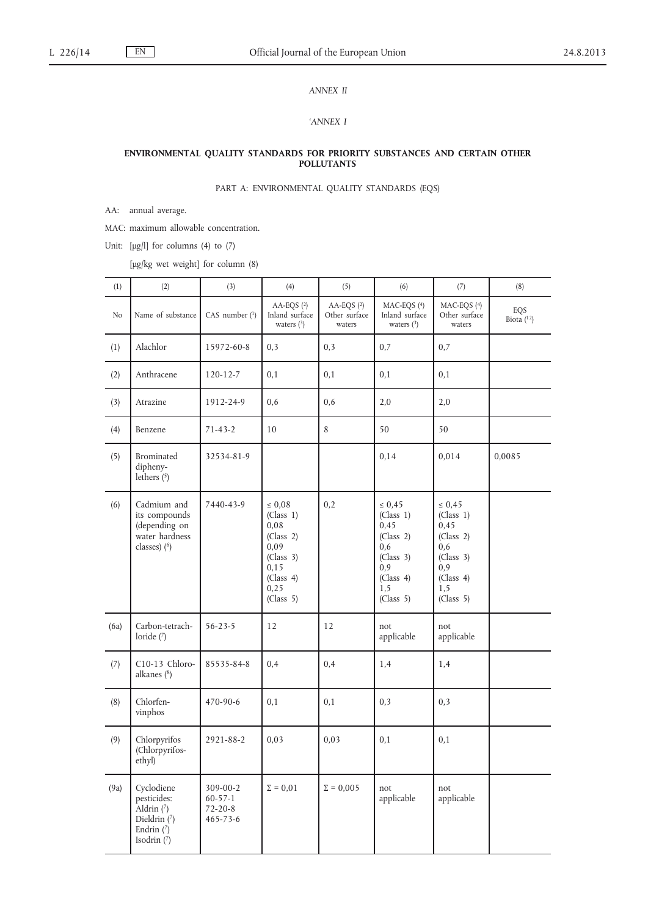*ANNEX II*

*'ANNEX I*

## ENVIRONMENTAL QUALITY STANDARDS FOR PRIORITY SUBSTANCES AND CERTAIN OTHER POLLUTANTS

PART A: ENVIRONMENTAL QUALITY STANDARDS (EQS)

AA: annual average.

MAC: maximum allowable concentration.

Unit: [μg/l] for columns (4) to (7)

[μg/kg wet weight] for column (8)

| (1) | (2) | (3) | (4) | (5) | (6) | (7) | (8) |
|---|---|---|---|---|---|---|---|
| No | Name of substance | CAS number [1] | AA-EQS [2] Inland surface waters [3] | AA-EQS [2] Other surface waters | MAC-EQS [4] Inland surface waters [3] | MAC-EQS [4] Other surface waters | EQS Biota [12] |
| (1) | Alachlor | 15972-60-8 | 0,3 | 0,3 | 0,7 | 0,7 | |
| (2) | Anthracene | 120-12-7 | 0,1 | 0,1 | 0,1 | 0,1 | |
| (3) | Atrazine | 1912-24-9 | 0,6 | 0,6 | 2,0 | 2,0 | |
| (4) | Benzene | 71-43-2 | 10 | 8 | 50 | 50 | |
| (5) | Brominated diphenylethers [5] | 32534-81-9 | | | 0,14 | 0,014 | 0,0085 |
| (6) | Cadmium and its compounds (depending on water hardness classes) [6] | 7440-43-9 | ≤ 0,08 (Class 1) 0,08 (Class 2) 0,09 (Class 3) 0,15 (Class 4) 0,25 (Class 5) | 0,2 | ≤ 0,45 (Class 1) 0,45 (Class 2) 0,6 (Class 3) 0,9 (Class 4) 1,5 (Class 5) | ≤ 0,45 (Class 1) 0,45 (Class 2) 0,6 (Class 3) 0,9 (Class 4) 1,5 (Class 5) | |
| (6a) | Carbon-tetrachloride [7] | 56-23-5 | 12 | 12 | not applicable | not applicable | |
| (7) | C10-13 Chloroalkanes [8] | 85535-84-8 | 0,4 | 0,4 | 1,4 | 1,4 | |
| (8) | Chlorfenvinphos | 470-90-6 | 0,1 | 0,1 | 0,3 | 0,3 | |
| (9) | Chlorpyrifos (Chlorpyrifos-ethyl) | 2921-88-2 | 0,03 | 0,03 | 0,1 | 0,1 | |
| (9a) | Cyclodiene pesticides: Aldrin [7] Dieldrin [7] Endrin [7] Isodrin [7] | 309-00-2 60-57-1 72-20-8 465-73-6 | Σ = 0,01 | Σ = 0,005 | not applicable | not applicable | |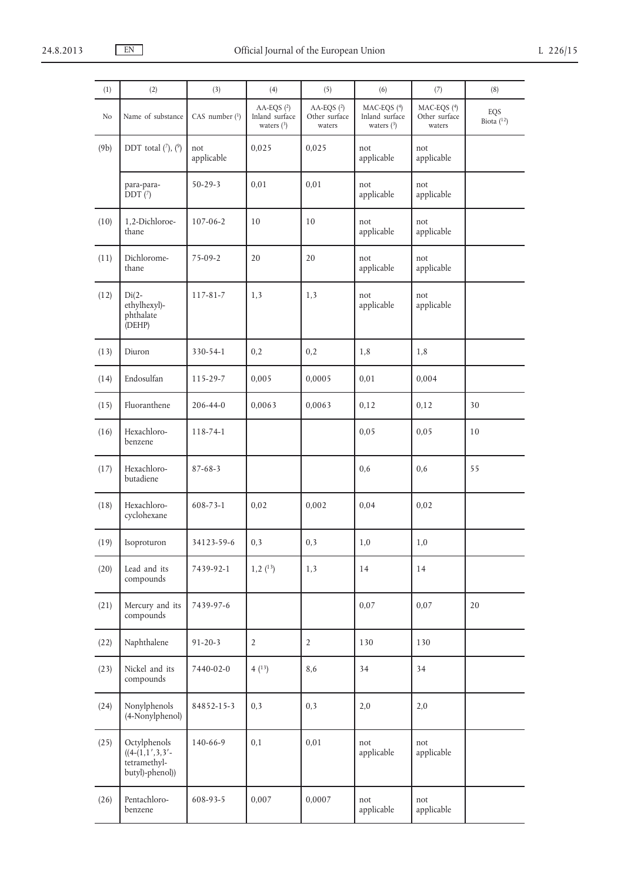| (1) | (2) | (3) | (4) | (5) | (6) | (7) | (8) |
|---|---|---|---|---|---|---|---|
| No | Name of substance | CAS number (1) | AA-EQS (2) Inland surface waters (3) | AA-EQS (2) Other surface waters | MAC-EQS (4) Inland surface waters (3) | MAC-EQS (4) Other surface waters | EQS Biota (12) |
| (9b) | DDT total (7), (9) | not applicable | 0,025 | 0,025 | not applicable | not applicable | |
| | para-para-DDT (7) | 50-29-3 | 0,01 | 0,01 | not applicable | not applicable | |
| (10) | 1,2-Dichloroethane | 107-06-2 | 10 | 10 | not applicable | not applicable | |
| (11) | Dichloromethane | 75-09-2 | 20 | 20 | not applicable | not applicable | |
| (12) | Di(2-ethylhexyl)-phthalate (DEHP) | 117-81-7 | 1,3 | 1,3 | not applicable | not applicable | |
| (13) | Diuron | 330-54-1 | 0,2 | 0,2 | 1,8 | 1,8 | |
| (14) | Endosulfan | 115-29-7 | 0,005 | 0,0005 | 0,01 | 0,004 | |
| (15) | Fluoranthene | 206-44-0 | 0,0063 | 0,0063 | 0,12 | 0,12 | 30 |
| (16) | Hexachloro-benzene | 118-74-1 | | | 0,05 | 0,05 | 10 |
| (17) | Hexachloro-butadiene | 87-68-3 | | | 0,6 | 0,6 | 55 |
| (18) | Hexachloro-cyclohexane | 608-73-1 | 0,02 | 0,002 | 0,04 | 0,02 | |
| (19) | Isoproturon | 34123-59-6 | 0,3 | 0,3 | 1,0 | 1,0 | |
| (20) | Lead and its compounds | 7439-92-1 | 1,2 (13) | 1,3 | 14 | 14 | |
| (21) | Mercury and its compounds | 7439-97-6 | | | 0,07 | 0,07 | 20 |
| (22) | Naphthalene | 91-20-3 | 2 | 2 | 130 | 130 | |
| (23) | Nickel and its compounds | 7440-02-0 | 4 (13) | 8,6 | 34 | 34 | |
| (24) | Nonylphenols (4-Nonylphenol) | 84852-15-3 | 0,3 | 0,3 | 2,0 | 2,0 | |
| (25) | Octylphenols ((4-(1,1′,3,3′-tetramethyl-butyl)-phenol)) | 140-66-9 | 0,1 | 0,01 | not applicable | not applicable | |
| (26) | Pentachloro-benzene | 608-93-5 | 0,007 | 0,0007 | not applicable | not applicable | |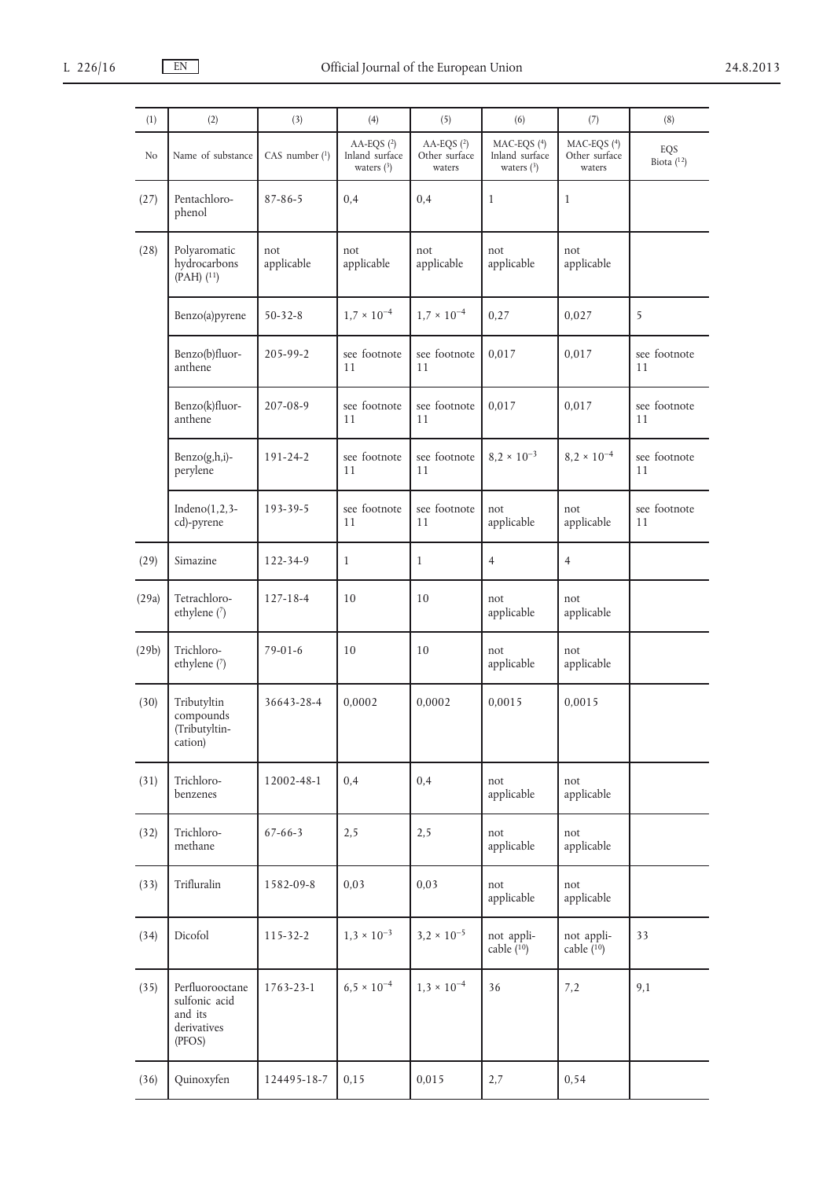| (1) | (2) | (3) | (4) | (5) | (6) | (7) | (8) |
|---|---|---|---|---|---|---|---|
| No | Name of substance | CAS number [1] | AA-EQS [2] Inland surface waters [3] | AA-EQS [2] Other surface waters | MAC-EQS [4] Inland surface waters [3] | MAC-EQS [4] Other surface waters | EQS Biota [12] |
| (27) | Pentachloro-phenol | 87-86-5 | 0,4 | 0,4 | 1 | 1 | |
| (28) | Polyaromatic hydrocarbons (PAH) [11] | not applicable | not applicable | not applicable | not applicable | not applicable | |
| | Benzo(a)pyrene | 50-32-8 | $1,7 \times 10^{-4}$ | $1,7 \times 10^{-4}$ | 0,27 | 0,027 | 5 |
| | Benzo(b)fluor-anthene | 205-99-2 | see footnote 11 | see footnote 11 | 0,017 | 0,017 | see footnote 11 |
| | Benzo(k)fluor-anthene | 207-08-9 | see footnote 11 | see footnote 11 | 0,017 | 0,017 | see footnote 11 |
| | Benzo(g,h,i)-perylene | 191-24-2 | see footnote 11 | see footnote 11 | $8,2 \times 10^{-3}$ | $8,2 \times 10^{-4}$ | see footnote 11 |
| | Indeno(1,2,3-cd)-pyrene | 193-39-5 | see footnote 11 | see footnote 11 | not applicable | not applicable | see footnote 11 |
| (29) | Simazine | 122-34-9 | 1 | 1 | 4 | 4 | |
| (29a) | Tetrachloro-ethylene [7] | 127-18-4 | 10 | 10 | not applicable | not applicable | |
| (29b) | Trichloro-ethylene [7] | 79-01-6 | 10 | 10 | not applicable | not applicable | |
| (30) | Tributyltin compounds (Tributyltin-cation) | 36643-28-4 | 0,0002 | 0,0002 | 0,0015 | 0,0015 | |
| (31) | Trichloro-benzenes | 12002-48-1 | 0,4 | 0,4 | not applicable | not applicable | |
| (32) | Trichloro-methane | 67-66-3 | 2,5 | 2,5 | not applicable | not applicable | |
| (33) | Trifluralin | 1582-09-8 | 0,03 | 0,03 | not applicable | not applicable | |
| (34) | Dicofol | 115-32-2 | $1,3 \times 10^{-3}$ | $3,2 \times 10^{-5}$ | not applicable [10] | not applicable [10] | 33 |
| (35) | Perfluorooctane sulfonic acid and its derivatives (PFOS) | 1763-23-1 | $6,5 \times 10^{-4}$ | $1,3 \times 10^{-4}$ | 36 | 7,2 | 9,1 |
| (36) | Quinoxyfen | 124495-18-7 | 0,15 | 0,015 | 2,7 | 0,54 | |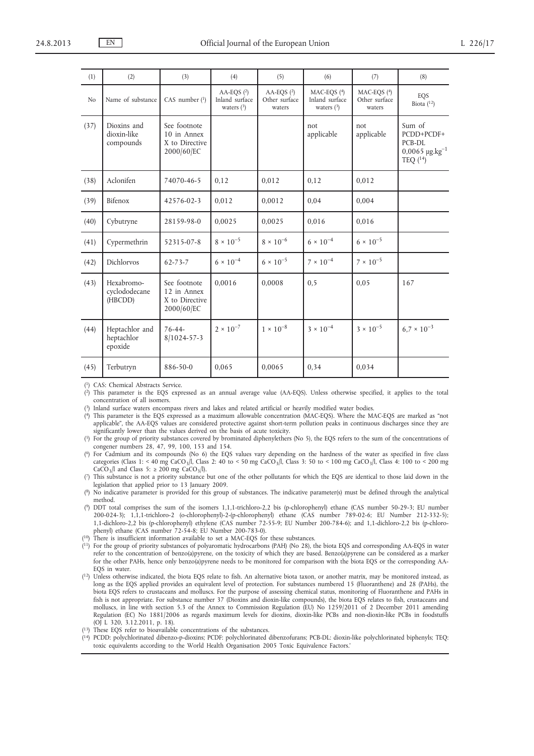| (1) | (2) | (3) | (4) | (5) | (6) | (7) | (8) |
|---|---|---|---|---|---|---|---|
| No | Name of substance | CAS number [1] | AA-EQS [2] Inland surface waters [3] | AA-EQS [2] Other surface waters | MAC-EQS [4] Inland surface waters [3] | MAC-EQS [4] Other surface waters | EQS Biota [12] |
| (37) | Dioxins and dioxin-like compounds | See footnote 10 in Annex X to Directive 2000/60/EC | | | not applicable | not applicable | Sum of PCDD+PCDF+ PCB-DL 0,0065 $\mu g.kg^{-1}$ TEQ [14] |
| (38) | Aclonifen | 74070-46-5 | 0,12 | 0,012 | 0,12 | 0,012 | |
| (39) | Bifenox | 42576-02-3 | 0,012 | 0,0012 | 0,04 | 0,004 | |
| (40) | Cybutryne | 28159-98-0 | 0,0025 | 0,0025 | 0,016 | 0,016 | |
| (41) | Cypermethrin | 52315-07-8 | $8 \times 10^{-5}$ | $8 \times 10^{-6}$ | $6 \times 10^{-4}$ | $6 \times 10^{-5}$ | |
| (42) | Dichlorvos | 62-73-7 | $6 \times 10^{-4}$ | $6 \times 10^{-5}$ | $7 \times 10^{-4}$ | $7 \times 10^{-5}$ | |
| (43) | Hexabromo-cyclododecane (HBCDD) | See footnote 12 in Annex X to Directive 2000/60/EC | 0,0016 | 0,0008 | 0,5 | 0,05 | 167 |
| (44) | Heptachlor and heptachlor epoxide | 76-44-8/1024-57-3 | $2 \times 10^{-7}$ | $1 \times 10^{-8}$ | $3 \times 10^{-4}$ | $3 \times 10^{-5}$ | $6,7 \times 10^{-3}$ |
| (45) | Terbutryn | 886-50-0 | 0,065 | 0,0065 | 0,34 | 0,034 | |

(1) CAS: Chemical Abstracts Service.

(2) This parameter is the EQS expressed as an annual average value (AA-EQS). Unless otherwise specified, it applies to the total concentration of all isomers.

(3) Inland surface waters encompass rivers and lakes and related artificial or heavily modified water bodies.

(4) This parameter is the EQS expressed as a maximum allowable concentration (MAC-EQS). Where the MAC-EQS are marked as "not applicable", the AA-EQS values are considered protective against short-term pollution peaks in continuous discharges since they are significantly lower than the values derived on the basis of acute toxicity.

(5) For the group of priority substances covered by brominated diphenylethers (No 5), the EQS refers to the sum of the concentrations of congener numbers 28, 47, 99, 100, 153 and 154.

(6) For Cadmium and its compounds (No 6) the EQS values vary depending on the hardness of the water as specified in five class categories (Class 1: < 40 mg $CaCO_3$/l, Class 2: 40 to < 50 mg $CaCO_3$/l, Class 3: 50 to < 100 mg $CaCO_3$/l, Class 4: 100 to < 200 mg $CaCO_3$/l and Class 5: ≥ 200 mg $CaCO_3$/l).

(7) This substance is not a priority substance but one of the other pollutants for which the EQS are identical to those laid down in the legislation that applied prior to 13 January 2009.

(8) No indicative parameter is provided for this group of substances. The indicative parameter(s) must be defined through the analytical method.

(9) DDT total comprises the sum of the isomers 1,1,1-trichloro-2,2 bis (p-chlorophenyl) ethane (CAS number 50-29-3; EU number 200-024-3); 1,1,1-trichloro-2 (o-chlorophenyl)-2-(p-chlorophenyl) ethane (CAS number 789-02-6; EU Number 212-332-5); 1,1-dichloro-2,2 bis (p-chlorophenyl) ethylene (CAS number 72-55-9; EU Number 200-784-6); and 1,1-dichloro-2,2 bis (p-chlorophenyl) ethane (CAS number 72-54-8; EU Number 200-783-0).

(10) There is insufficient information available to set a MAC-EQS for these substances.

(11) For the group of priority substances of polyaromatic hydrocarbons (PAH) (No 28), the biota EQS and corresponding AA-EQS in water refer to the concentration of benzo(a)pyrene, on the toxicity of which they are based. Benzo(a)pyrene can be considered as a marker for the other PAHs, hence only benzo(a)pyrene needs to be monitored for comparison with the biota EQS or the corresponding AA-EQS in water.

(12) Unless otherwise indicated, the biota EQS relate to fish. An alternative biota taxon, or another matrix, may be monitored instead, as long as the EQS applied provides an equivalent level of protection. For substances numbered 15 (Fluoranthene) and 28 (PAHs), the biota EQS refers to crustaceans and molluscs. For the purpose of assessing chemical status, monitoring of Fluoranthene and PAHs in fish is not appropriate. For substance number 37 (Dioxins and dioxin-like compounds), the biota EQS relates to fish, crustaceans and molluscs, in line with section 5.3 of the Annex to Commission Regulation (EU) No 1259/2011 of 2 December 2011 amending Regulation (EC) No 1881/2006 as regards maximum levels for dioxins, dioxin-like PCBs and non-dioxin-like PCBs in foodstuffs (OJ L 320, 3.12.2011, p. 18).

(13) These EQS refer to bioavailable concentrations of the substances.

(14) PCDD: polychlorinated dibenzo-p-dioxins; PCDF: polychlorinated dibenzofurans; PCB-DL: dioxin-like polychlorinated biphenyls; TEQ: toxic equivalents according to the World Health Organisation 2005 Toxic Equivalence Factors.'